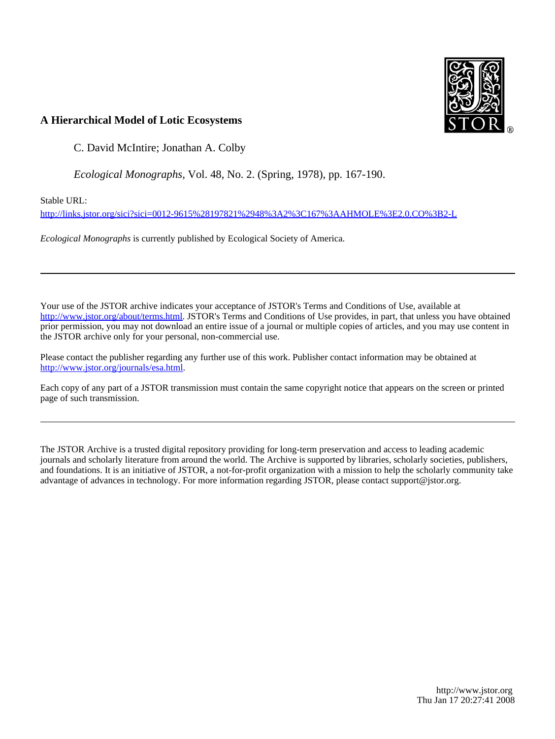## A Hierarchical Model of Lotic Ecosystems

C. David McIntire; Jonathan A. Colby

*Ecological Monographs*, Vol. 48, No. 2. (Spring, 1978), pp. 167-190.

Stable URL:

http://links.jstor.org/sici?sici=0012-9615%28197821%2948%3A2%3C167%3AAHMOLE%3E2.0.CO%3B2-L

*Ecological Monographs* is currently published by Ecological Society of America.

---

Your use of the JSTOR archive indicates your acceptance of JSTOR's Terms and Conditions of Use, available at http://www.jstor.org/about/terms.html. JSTOR's Terms and Conditions of Use provides, in part, that unless you have obtained prior permission, you may not download an entire issue of a journal or multiple copies of articles, and you may use content in the JSTOR archive only for your personal, non-commercial use.

Please contact the publisher regarding any further use of this work. Publisher contact information may be obtained at http://www.jstor.org/journals/esa.html.

Each copy of any part of a JSTOR transmission must contain the same copyright notice that appears on the screen or printed page of such transmission.

---

The JSTOR Archive is a trusted digital repository providing for long-term preservation and access to leading academic journals and scholarly literature from around the world. The Archive is supported by libraries, scholarly societies, publishers, and foundations. It is an initiative of JSTOR, a not-for-profit organization with a mission to help the scholarly community take advantage of advances in technology. For more information regarding JSTOR, please contact support@jstor.org.

http://www.jstor.org
Thu Jan 17 20:27:41 2008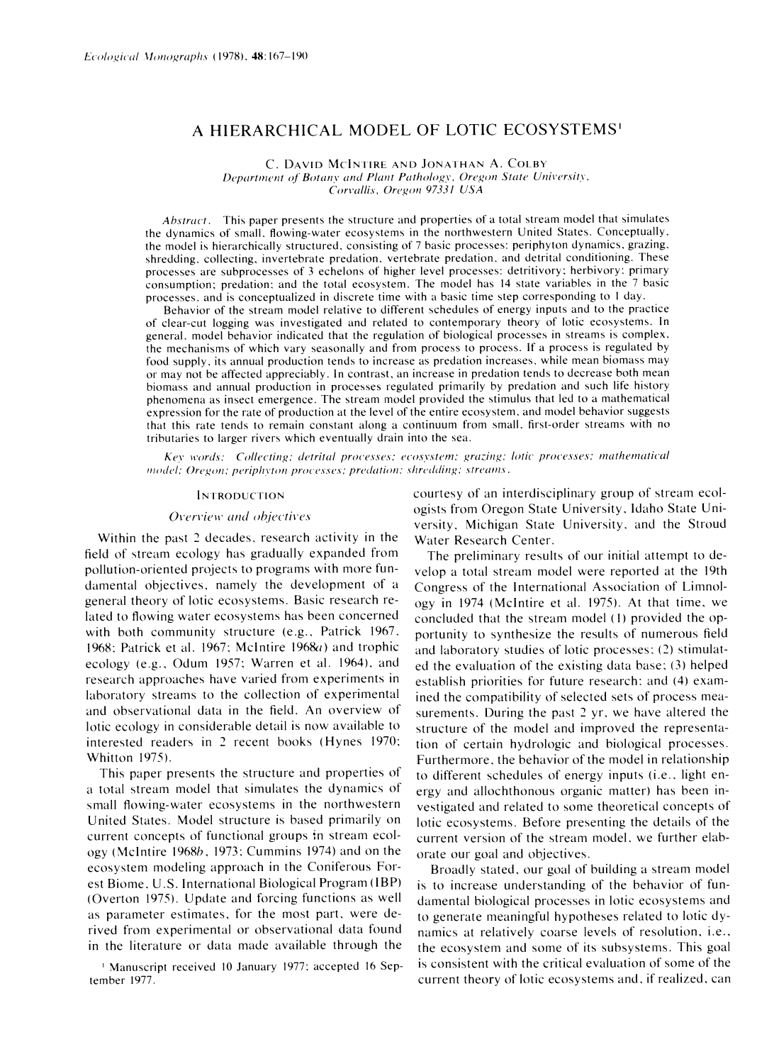# A HIERARCHICAL MODEL OF LOTIC ECOSYSTEMS[1]

C. David McIntire and Jonathan A. Colby

*Department of Botany and Plant Pathology, Oregon State University, Corvallis, Oregon 97331 USA*

*Abstract.* This paper presents the structure and properties of a total stream model that simulates the dynamics of small, flowing-water ecosystems in the northwestern United States. Conceptually, the model is hierarchically structured, consisting of 7 basic processes: periphyton dynamics, grazing, shredding, collecting, invertebrate predation, vertebrate predation, and detrital conditioning. These processes are subprocesses of 3 echelons of higher level processes: detritivory; herbivory; primary consumption; predation; and the total ecosystem. The model has 14 state variables in the 7 basic processes, and is conceptualized in discrete time with a basic time step corresponding to 1 day.

Behavior of the stream model relative to different schedules of energy inputs and to the practice of clear-cut logging was investigated and related to contemporary theory of lotic ecosystems. In general, model behavior indicated that the regulation of biological processes in streams is complex, the mechanisms of which vary seasonally and from process to process. If a process is regulated by food supply, its annual production tends to increase as predation increases, while mean biomass may or may not be affected appreciably. In contrast, an increase in predation tends to decrease both mean biomass and annual production in processes regulated primarily by predation and such life history phenomena as insect emergence. The stream model provided the stimulus that led to a mathematical expression for the rate of production at the level of the entire ecosystem, and model behavior suggests that this rate tends to remain constant along a continuum from small, first-order streams with no tributaries to larger rivers which eventually drain into the sea.

*Key words: Collecting; detrital processes; ecosystem; grazing; lotic processes; mathematical model; Oregon; periphyton processes; predation; shredding; streams.*

## Introduction

### *Overview and objectives*

Within the past 2 decades, research activity in the field of stream ecology has gradually expanded from pollution-oriented projects to programs with more fundamental objectives, namely the development of a general theory of lotic ecosystems. Basic research related to flowing water ecosystems has been concerned with both community structure (e.g., Patrick 1967, 1968; Patrick et al. 1967; McIntire 1968*a*) and trophic ecology (e.g., Odum 1957; Warren et al. 1964), and research approaches have varied from experiments in laboratory streams to the collection of experimental and observational data in the field. An overview of lotic ecology in considerable detail is now available to interested readers in 2 recent books (Hynes 1970; Whitton 1975).

This paper presents the structure and properties of a total stream model that simulates the dynamics of small flowing-water ecosystems in the northwestern United States. Model structure is based primarily on current concepts of functional groups in stream ecology (McIntire 1968*b*, 1973; Cummins 1974) and on the ecosystem modeling approach in the Coniferous Forest Biome, U.S. International Biological Program (IBP) (Overton 1975). Update and forcing functions as well as parameter estimates, for the most part, were derived from experimental or observational data found in the literature or data made available through the courtesy of an interdisciplinary group of stream ecologists from Oregon State University, Idaho State University, Michigan State University, and the Stroud Water Research Center.

The preliminary results of our initial attempt to develop a total stream model were reported at the 19th Congress of the International Association of Limnology in 1974 (McIntire et al. 1975). At that time, we concluded that the stream model (1) provided the opportunity to synthesize the results of numerous field and laboratory studies of lotic processes; (2) stimulated the evaluation of the existing data base; (3) helped establish priorities for future research; and (4) examined the compatibility of selected sets of process measurements. During the past 2 yr, we have altered the structure of the model and improved the representation of certain hydrologic and biological processes. Furthermore, the behavior of the model in relationship to different schedules of energy inputs (i.e., light energy and allochthonous organic matter) has been investigated and related to some theoretical concepts of lotic ecosystems. Before presenting the details of the current version of the stream model, we further elaborate our goal and objectives.

Broadly stated, our goal of building a stream model is to increase understanding of the behavior of fundamental biological processes in lotic ecosystems and to generate meaningful hypotheses related to lotic dynamics at relatively coarse levels of resolution, i.e., the ecosystem and some of its subsystems. This goal is consistent with the critical evaluation of some of the current theory of lotic ecosystems and, if realized, can

[1] Manuscript received 10 January 1977; accepted 16 September 1977.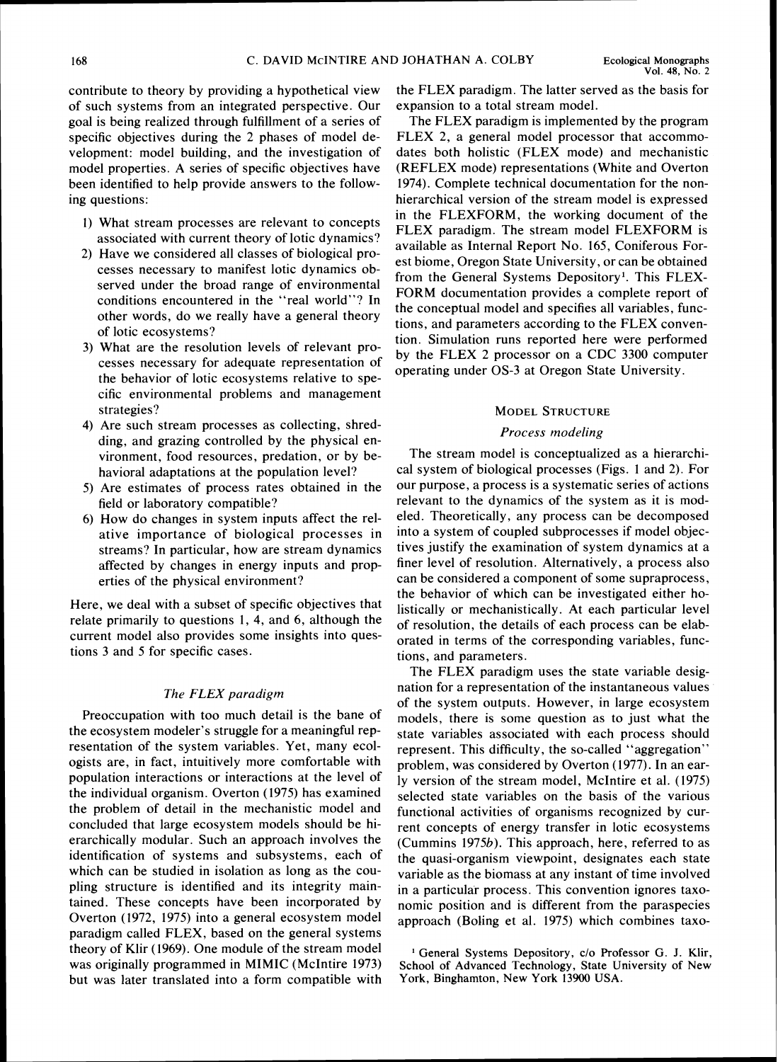contribute to theory by providing a hypothetical view of such systems from an integrated perspective. Our goal is being realized through fulfillment of a series of specific objectives during the 2 phases of model development: model building, and the investigation of model properties. A series of specific objectives have been identified to help provide answers to the following questions:

1) What stream processes are relevant to concepts associated with current theory of lotic dynamics?
2) Have we considered all classes of biological processes necessary to manifest lotic dynamics observed under the broad range of environmental conditions encountered in the "real world"? In other words, do we really have a general theory of lotic ecosystems?
3) What are the resolution levels of relevant processes necessary for adequate representation of the behavior of lotic ecosystems relative to specific environmental problems and management strategies?
4) Are such stream processes as collecting, shredding, and grazing controlled by the physical environment, food resources, predation, or by behavioral adaptations at the population level?
5) Are estimates of process rates obtained in the field or laboratory compatible?
6) How do changes in system inputs affect the relative importance of biological processes in streams? In particular, how are stream dynamics affected by changes in energy inputs and properties of the physical environment?

Here, we deal with a subset of specific objectives that relate primarily to questions 1, 4, and 6, although the current model also provides some insights into questions 3 and 5 for specific cases.

### *The FLEX paradigm*

Preoccupation with too much detail is the bane of the ecosystem modeler's struggle for a meaningful representation of the system variables. Yet, many ecologists are, in fact, intuitively more comfortable with population interactions or interactions at the level of the individual organism. Overton (1975) has examined the problem of detail in the mechanistic model and concluded that large ecosystem models should be hierarchically modular. Such an approach involves the identification of systems and subsystems, each of which can be studied in isolation as long as the coupling structure is identified and its integrity maintained. These concepts have been incorporated by Overton (1972, 1975) into a general ecosystem model paradigm called FLEX, based on the general systems theory of Klir (1969). One module of the stream model was originally programmed in MIMIC (McIntire 1973) but was later translated into a form compatible with the FLEX paradigm. The latter served as the basis for expansion to a total stream model.

The FLEX paradigm is implemented by the program FLEX 2, a general model processor that accommodates both holistic (FLEX mode) and mechanistic (REFLEX mode) representations (White and Overton 1974). Complete technical documentation for the nonhierarchical version of the stream model is expressed in the FLEXFORM, the working document of the FLEX paradigm. The stream model FLEXFORM is available as Internal Report No. 165, Coniferous Forest biome, Oregon State University, or can be obtained from the General Systems Depository[1]. This FLEXFORM documentation provides a complete report of the conceptual model and specifies all variables, functions, and parameters according to the FLEX convention. Simulation runs reported here were performed by the FLEX 2 processor on a CDC 3300 computer operating under OS-3 at Oregon State University.

## MODEL STRUCTURE

### *Process modeling*

The stream model is conceptualized as a hierarchical system of biological processes (Figs. 1 and 2). For our purpose, a process is a systematic series of actions relevant to the dynamics of the system as it is modeled. Theoretically, any process can be decomposed into a system of coupled subprocesses if model objectives justify the examination of system dynamics at a finer level of resolution. Alternatively, a process also can be considered a component of some supraprocess, the behavior of which can be investigated either holistically or mechanistically. At each particular level of resolution, the details of each process can be elaborated in terms of the corresponding variables, functions, and parameters.

The FLEX paradigm uses the state variable designation for a representation of the instantaneous values of the system outputs. However, in large ecosystem models, there is some question as to just what the state variables associated with each process should represent. This difficulty, the so-called "aggregation" problem, was considered by Overton (1977). In an early version of the stream model, McIntire et al. (1975) selected state variables on the basis of the various functional activities of organisms recognized by current concepts of energy transfer in lotic ecosystems (Cummins 1975*b*). This approach, here, referred to as the quasi-organism viewpoint, designates each state variable as the biomass at any instant of time involved in a particular process. This convention ignores taxonomic position and is different from the paraspecies approach (Boling et al. 1975) which combines taxo-

[1] General Systems Depository, c/o Professor G. J. Klir, School of Advanced Technology, State University of New York, Binghamton, New York 13900 USA.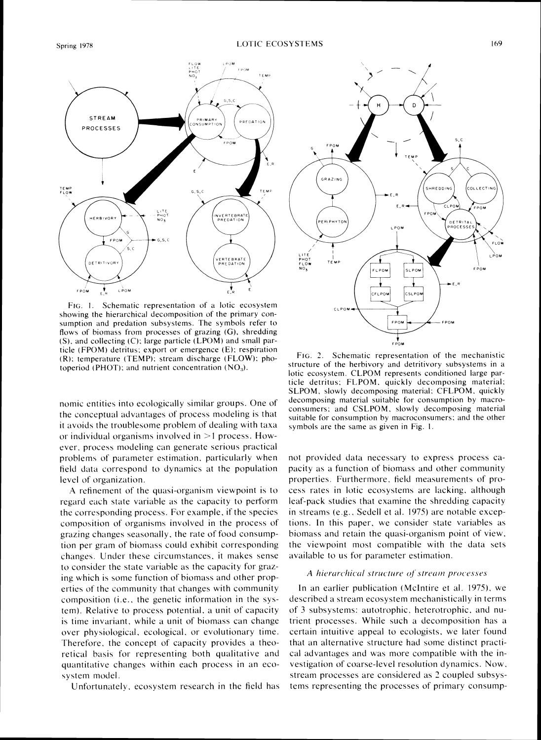FIG. 1. Schematic representation of a lotic ecosystem showing the hierarchical decomposition of the primary consumption and predation subsystems. The symbols refer to flows of biomass from processes of grazing (G), shredding (S), and collecting (C); large particle (LPOM) and small particle (FPOM) detritus; export or emergence (E); respiration (R); temperature (TEMP); stream discharge (FLOW); photoperiod (PHOT); and nutrient concentration ($NO_3$).

FIG. 2. Schematic representation of the mechanistic structure of the herbivory and detritivory subsystems in a lotic ecosystem. CLPOM represents conditioned large particle detritus; FLPOM, quickly decomposing material; SLPOM, slowly decomposing material; CFLPOM, quickly decomposing material suitable for consumption by macroconsumers; and CSLPOM, slowly decomposing material suitable for consumption by macroconsumers; and the other symbols are the same as given in Fig. 1.

nomic entities into ecologically similar groups. One of the conceptual advantages of process modeling is that it avoids the troublesome problem of dealing with taxa or individual organisms involved in >1 process. However, process modeling can generate serious practical problems of parameter estimation, particularly when field data correspond to dynamics at the population level of organization.

A refinement of the quasi-organism viewpoint is to regard each state variable as the capacity to perform the corresponding process. For example, if the species composition of organisms involved in the process of grazing changes seasonally, the rate of food consumption per gram of biomass could exhibit corresponding changes. Under these circumstances, it makes sense to consider the state variable as the capacity for grazing which is some function of biomass and other properties of the community that changes with community composition (i.e., the genetic information in the system). Relative to process potential, a unit of capacity is time invariant, while a unit of biomass can change over physiological, ecological, or evolutionary time. Therefore, the concept of capacity provides a theoretical basis for representing both qualitative and quantitative changes within each process in an ecosystem model.

Unfortunately, ecosystem research in the field has not provided data necessary to express process capacity as a function of biomass and other community properties. Furthermore, field measurements of process rates in lotic ecosystems are lacking, although leaf-pack studies that examine the shredding capacity in streams (e.g., Sedell et al. 1975) are notable exceptions. In this paper, we consider state variables as biomass and retain the quasi-organism point of view, the viewpoint most compatible with the data sets available to us for parameter estimation.

### *A hierarchical structure of stream processes*

In an earlier publication (McIntire et al. 1975), we described a stream ecosystem mechanistically in terms of 3 subsystems: autotrophic, heterotrophic, and nutrient processes. While such a decomposition has a certain intuitive appeal to ecologists, we later found that an alternative structure had some distinct practical advantages and was more compatible with the investigation of coarse-level resolution dynamics. Now, stream processes are considered as 2 coupled subsystems representing the processes of primary consump-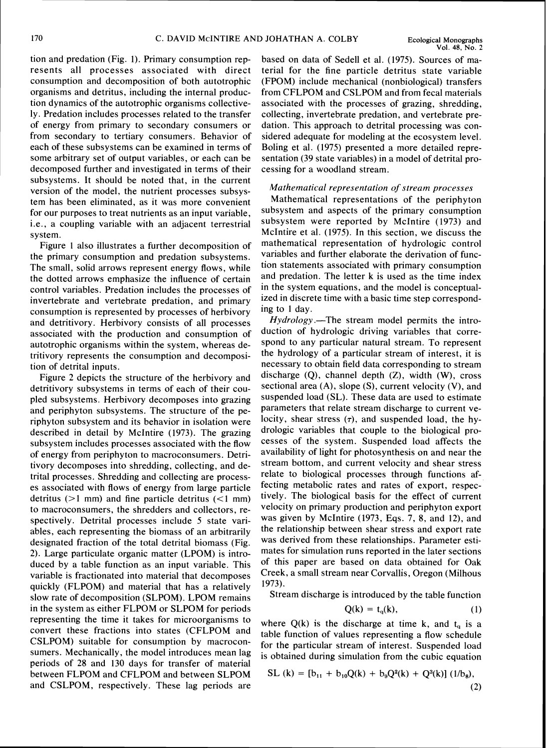tion and predation (Fig. 1). Primary consumption represents all processes associated with direct consumption and decomposition of both autotrophic organisms and detritus, including the internal production dynamics of the autotrophic organisms collectively. Predation includes processes related to the transfer of energy from primary to secondary consumers or from secondary to tertiary consumers. Behavior of each of these subsystems can be examined in terms of some arbitrary set of output variables, or each can be decomposed further and investigated in terms of their subsystems. It should be noted that, in the current version of the model, the nutrient processes subsystem has been eliminated, as it was more convenient for our purposes to treat nutrients as an input variable, i.e., a coupling variable with an adjacent terrestrial system.

Figure 1 also illustrates a further decomposition of the primary consumption and predation subsystems. The small, solid arrows represent energy flows, while the dotted arrows emphasize the influence of certain control variables. Predation includes the processes of invertebrate and vertebrate predation, and primary consumption is represented by processes of herbivory and detritivory. Herbivory consists of all processes associated with the production and consumption of autotrophic organisms within the system, whereas detritivory represents the consumption and decomposition of detrital inputs.

Figure 2 depicts the structure of the herbivory and detritivory subsystems in terms of each of their coupled subsystems. Herbivory decomposes into grazing and periphyton subsystems. The structure of the periphyton subsystem and its behavior in isolation were described in detail by McIntire (1973). The grazing subsystem includes processes associated with the flow of energy from periphyton to macroconsumers. Detritivory decomposes into shredding, collecting, and detrital processes. Shredding and collecting are processes associated with flows of energy from large particle detritus (>1 mm) and fine particle detritus (<1 mm) to macroconsumers, the shredders and collectors, respectively. Detrital processes include 5 state variables, each representing the biomass of an arbitrarily designated fraction of the total detrital biomass (Fig. 2). Large particulate organic matter (LPOM) is introduced by a table function as an input variable. This variable is fractionated into material that decomposes quickly (FLPOM) and material that has a relatively slow rate of decomposition (SLPOM). LPOM remains in the system as either FLPOM or SLPOM for periods representing the time it takes for microorganisms to convert these fractions into states (CFLPOM and CSLPOM) suitable for consumption by macroconsumers. Mechanically, the model introduces mean lag periods of 28 and 130 days for transfer of material between FLPOM and CFLPOM and between SLPOM and CSLPOM, respectively. These lag periods are based on data of Sedell et al. (1975). Sources of material for the fine particle detritus state variable (FPOM) include mechanical (nonbiological) transfers from CFLPOM and CSLPOM and from fecal materials associated with the processes of grazing, shredding, collecting, invertebrate predation, and vertebrate predation. This approach to detrital processing was considered adequate for modeling at the ecosystem level. Boling et al. (1975) presented a more detailed representation (39 state variables) in a model of detrital processing for a woodland stream.

### *Mathematical representation of stream processes*

Mathematical representations of the periphyton subsystem and aspects of the primary consumption subsystem were reported by McIntire (1973) and McIntire et al. (1975). In this section, we discuss the mathematical representation of hydrologic control variables and further elaborate the derivation of function statements associated with primary consumption and predation. The letter k is used as the time index in the system equations, and the model is conceptualized in discrete time with a basic time step corresponding to 1 day.

*Hydrology*.—The stream model permits the introduction of hydrologic driving variables that correspond to any particular natural stream. To represent the hydrology of a particular stream of interest, it is necessary to obtain field data corresponding to stream discharge (Q), channel depth (Z), width (W), cross sectional area (A), slope (S), current velocity (V), and suspended load (SL). These data are used to estimate parameters that relate stream discharge to current velocity, shear stress ($\tau$), and suspended load, the hydrologic variables that couple to the biological processes of the system. Suspended load affects the availability of light for photosynthesis on and near the stream bottom, and current velocity and shear stress relate to biological processes through functions affecting metabolic rates and rates of export, respectively. The biological basis for the effect of current velocity on primary production and periphyton export was given by McIntire (1973, Eqs. 7, 8, and 12), and the relationship between shear stress and export rate was derived from these relationships. Parameter estimates for simulation runs reported in the later sections of this paper are based on data obtained for Oak Creek, a small stream near Corvallis, Oregon (Milhous 1973).

Stream discharge is introduced by the table function

$$Q(k) = t_q(k), \tag{1}$$

where Q(k) is the discharge at time k, and $t_q$ is a table function of values representing a flow schedule for the particular stream of interest. Suspended load is obtained during simulation from the cubic equation

$$SL(k) = [b_{11} + b_{10}Q(k) + b_9Q^2(k) + Q^3(k)]\,(1/b_8), \tag{2}$$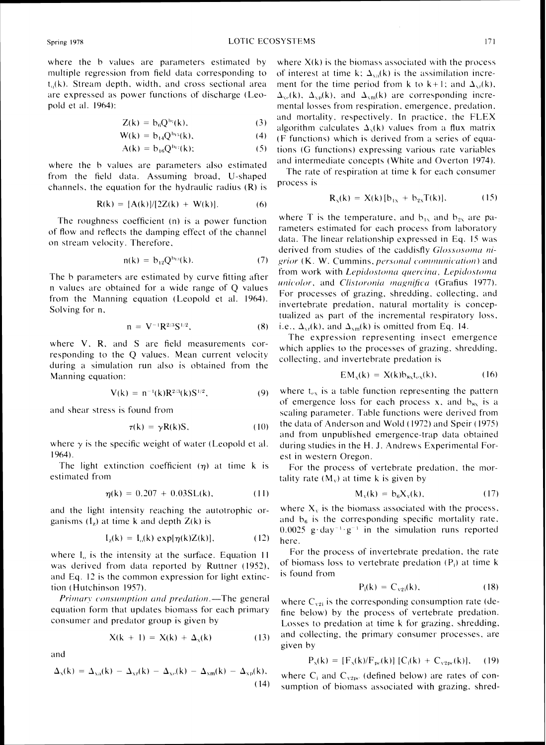where the b values are parameters estimated by multiple regression from field data corresponding to $t_0(k)$. Stream depth, width, and cross sectional area are expressed as power functions of discharge (Leopold et al. 1964):

$$Z(k) = b_6Q^{b_7}(k), \tag{3}$$

$$W(k) = b_{14}Q^{b_{15}}(k), \tag{4}$$

$$A(k) = b_{16}Q^{b_{17}}(k); \tag{5}$$

where the b values are parameters also estimated from the field data. Assuming broad, U-shaped channels, the equation for the hydraulic radius (R) is

$$R(k) = [A(k)]/[2Z(k) + W(k)]. \tag{6}$$

The roughness coefficient (n) is a power function of flow and reflects the damping effect of the channel on stream velocity. Therefore,

$$n(k) = b_{12}Q^{b_{13}}(k). \tag{7}$$

The b parameters are estimated by curve fitting after n values are obtained for a wide range of Q values from the Manning equation (Leopold et al. 1964). Solving for n,

$$n = V^{-1}R^{2/3}S^{1/2}, \tag{8}$$

where V, R, and S are field measurements corresponding to the Q values. Mean current velocity during a simulation run also is obtained from the Manning equation:

$$V(k) = n^{-1}(k)R^{2/3}(k)S^{1/2}, \tag{9}$$

and shear stress is found from

$$\tau(k) = \gamma R(k)S, \tag{10}$$

where $\gamma$ is the specific weight of water (Leopold et al. 1964).

The light extinction coefficient ($\eta$) at time k is estimated from

$$\eta(k) = 0.207 + 0.03SL(k), \tag{11}$$

and the light intensity reaching the autotrophic organisms ($I_z$) at time k and depth Z(k) is

$$I_z(k) = I_0(k)\exp[\eta(k)Z(k)], \tag{12}$$

where $I_0$ is the intensity at the surface. Equation 11 was derived from data reported by Ruttner (1952), and Eq. 12 is the common expression for light extinction (Hutchinson 1957).

*Primary consumption and predation.*—The general equation form that updates biomass for each primary consumer and predator group is given by

$$X(k + 1) = X(k) + \Delta_x(k) \tag{13}$$

and

$$\Delta_x(k) = \Delta_{xa}(k) - \Delta_{xr}(k) - \Delta_{xe}(k) - \Delta_{xm}(k) - \Delta_{xp}(k), \tag{14}$$

where X(k) is the biomass associated with the process of interest at time k; $\Delta_{xa}(k)$ is the assimilation increment for the time period from k to k+1; and $\Delta_{xr}(k)$, $\Delta_{xe}(k)$, $\Delta_{xp}(k)$, and $\Delta_{xm}(k)$ are corresponding incremental losses from respiration, emergence, predation, and mortality, respectively. In practice, the FLEX algorithm calculates $\Delta_x(k)$ values from a flux matrix (F functions) which is derived from a series of equations (G functions) expressing various rate variables and intermediate concepts (White and Overton 1974).

The rate of respiration at time k for each consumer process is

$$R_x(k) = X(k)[b_{1x} + b_{2x}T(k)], \tag{15}$$

where T is the temperature, and $b_{1x}$ and $b_{2x}$ are parameters estimated for each process from laboratory data. The linear relationship expressed in Eq. 15 was derived from studies of the caddisfly *Glossosoma nigrior* (K. W. Cummins, *personal communication*) and from work with *Lepidostoma quercina*, *Lepidostoma unicolor*, and *Clistoronia magnifica* (Grafius 1977). For processes of grazing, shredding, collecting, and invertebrate predation, natural mortality is conceptualized as part of the incremental respiratory loss, i.e., $\Delta_{xr}(k)$, and $\Delta_{xm}(k)$ is omitted from Eq. 14.

The expression representing insect emergence which applies to the processes of grazing, shredding, collecting, and invertebrate predation is

$$EM_x(k) = X(k)b_{8x}t_{ex}(k), \tag{16}$$

where $t_{ex}$ is a table function representing the pattern of emergence loss for each process x, and $b_{8x}$ is a scaling parameter. Table functions were derived from the data of Anderson and Wold (1972) and Speir (1975) and from unpublished emergence-trap data obtained during studies in the H. J. Andrews Experimental Forest in western Oregon.

For the process of vertebrate predation, the mortality rate ($M_v$) at time k is given by

$$M_v(k) = b_6X_v(k), \tag{17}$$

where $X_v$ is the biomass associated with the process, and $b_6$ is the corresponding specific mortality rate, $0.0025\ g \cdot day^{-1} \cdot g^{-1}$ in the simulation runs reported here.

For the process of invertebrate predation, the rate of biomass loss to vertebrate predation ($P_i$) at time k is found from

$$P_i(k) = C_{v2i}(k), \tag{18}$$

where $C_{v2i}$ is the corresponding consumption rate (define below) by the process of vertebrate predation. Losses to predation at time k for grazing, shredding, and collecting, the primary consumer processes, are given by

$$P_x(k) = [F_x(k)/F_{pc}(k)]\,[C_i(k) + C_{v2pc}(k)], \tag{19}$$

where $C_i$ and $C_{v2pc}$ (defined below) are rates of consumption of biomass associated with grazing, shred-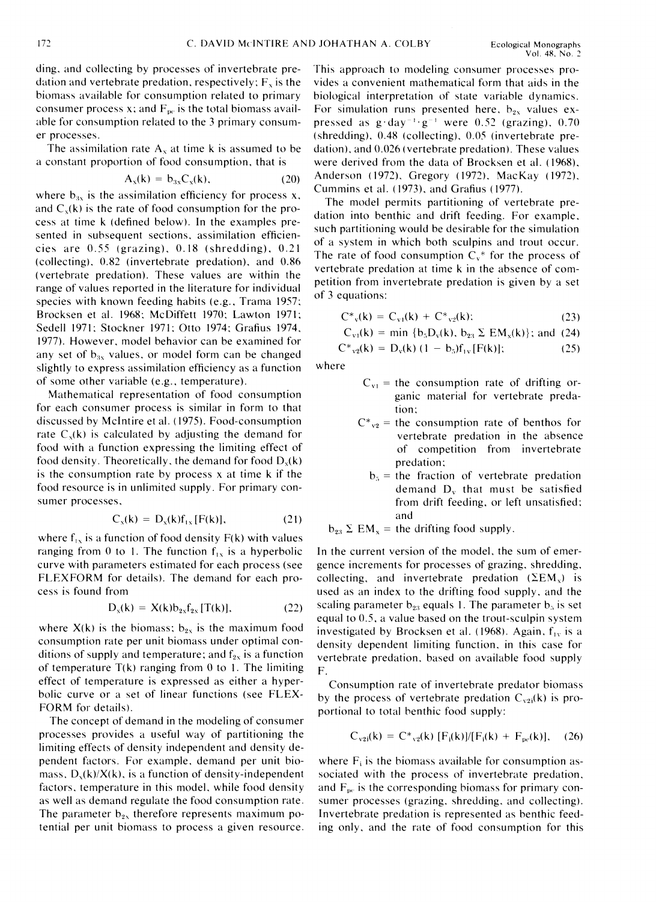ding, and collecting by processes of invertebrate predation and vertebrate predation, respectively; $F_x$ is the biomass available for consumption related to primary consumer process x; and $F_{pc}$ is the total biomass available for consumption related to the 3 primary consumer processes.

The assimilation rate $A_x$ at time k is assumed to be a constant proportion of food consumption, that is

$$A_x(k) = b_{3x}C_x(k), \tag{20}$$

where $b_{3x}$ is the assimilation efficiency for process x, and $C_x(k)$ is the rate of food consumption for the process at time k (defined below). In the examples presented in subsequent sections, assimilation efficiencies are 0.55 (grazing), 0.18 (shredding), 0.21 (collecting), 0.82 (invertebrate predation), and 0.86 (vertebrate predation). These values are within the range of values reported in the literature for individual species with known feeding habits (e.g., Trama 1957; Brocksen et al. 1968; McDiffett 1970; Lawton 1971; Sedell 1971; Stockner 1971; Otto 1974; Grafius 1974, 1977). However, model behavior can be examined for any set of $b_{3x}$ values, or model form can be changed slightly to express assimilation efficiency as a function of some other variable (e.g., temperature).

Mathematical representation of food consumption for each consumer process is similar in form to that discussed by McIntire et al. (1975). Food-consumption rate $C_x(k)$ is calculated by adjusting the demand for food with a function expressing the limiting effect of food density. Theoretically, the demand for food $D_x(k)$ is the consumption rate by process x at time k if the food resource is in unlimited supply. For primary consumer processes,

$$C_x(k) = D_x(k)f_{1x}[F(k)], \tag{21}$$

where $f_{1x}$ is a function of food density F(k) with values ranging from 0 to 1. The function $f_{1x}$ is a hyperbolic curve with parameters estimated for each process (see FLEXFORM for details). The demand for each process is found from

$$D_x(k) = X(k)b_{2x}f_{2x}[T(k)], \tag{22}$$

where X(k) is the biomass; $b_{2x}$ is the maximum food consumption rate per unit biomass under optimal conditions of supply and temperature; and $f_{2x}$ is a function of temperature T(k) ranging from 0 to 1. The limiting effect of temperature is expressed as either a hyperbolic curve or a set of linear functions (see FLEXFORM for details).

The concept of demand in the modeling of consumer processes provides a useful way of partitioning the limiting effects of density independent and density dependent factors. For example, demand per unit biomass, $D_x(k)/X(k)$, is a function of density-independent factors, temperature in this model, while food density as well as demand regulate the food consumption rate. The parameter $b_{2x}$ therefore represents maximum potential per unit biomass to process a given resource. This approach to modeling consumer processes provides a convenient mathematical form that aids in the biological interpretation of state variable dynamics. For simulation runs presented here, $b_{2x}$ values expressed as $g \cdot day^{-1} \cdot g^{-1}$ were 0.52 (grazing), 0.70 (shredding), 0.48 (collecting), 0.05 (invertebrate predation), and 0.026 (vertebrate predation). These values were derived from the data of Brocksen et al. (1968), Anderson (1972), Gregory (1972), MacKay (1972), Cummins et al. (1973), and Grafius (1977).

The model permits partitioning of vertebrate predation into benthic and drift feeding. For example, such partitioning would be desirable for the simulation of a system in which both sculpins and trout occur. The rate of food consumption $C_v{}^*$ for the process of vertebrate predation at time k in the absence of competition from invertebrate predation is given by a set of 3 equations:

$$C^*{}_v(k) = C_{v1}(k) + C^*{}_{v2}(k); \tag{23}$$

$$C_{v1}(k) = \min\{b_5D_v(k), b_{23}\sum EM_x(k)\}; \text{ and} \tag{24}$$

$$C^*{}_{v2}(k) = D_v(k)(1 - b_5)f_{1v}[F(k)]; \tag{25}$$

where

- $C_{v1}$ = the consumption rate of drifting organic material for vertebrate predation;
- $C^*{}_{v2}$ = the consumption rate of benthos for vertebrate predation in the absence of competition from invertebrate predation;
- $b_5$ = the fraction of vertebrate predation demand $D_v$ that must be satisfied from drift feeding, or left unsatisfied; and
- $b_{23}\sum EM_x$ = the drifting food supply.

In the current version of the model, the sum of emergence increments for processes of grazing, shredding, collecting, and invertebrate predation ($\Sigma EM_x$) is used as an index to the drifting food supply, and the scaling parameter $b_{23}$ equals 1. The parameter $b_5$ is set equal to 0.5, a value based on the trout-sculpin system investigated by Brocksen et al. (1968). Again, $f_{1v}$ is a density dependent limiting function, in this case for vertebrate predation, based on available food supply F.

Consumption rate of invertebrate predator biomass by the process of vertebrate predation $C_{v2i}(k)$ is proportional to total benthic food supply:

$$C_{v2i}(k) = C^*{}_{v2}(k)[F_i(k)]/[F_i(k) + F_{pc}(k)], \tag{26}$$

where $F_i$ is the biomass available for consumption associated with the process of invertebrate predation, and $F_{pc}$ is the corresponding biomass for primary consumer processes (grazing, shredding, and collecting). Invertebrate predation is represented as benthic feeding only, and the rate of food consumption for this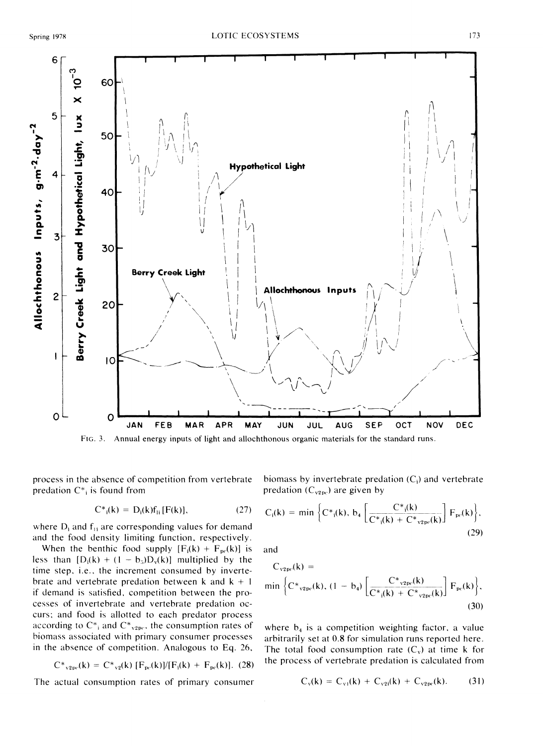FIG. 3. Annual energy inputs of light and allochthonous organic materials for the standard runs.

process in the absence of competition from vertebrate predation $C^*_i$ is found from

$$C^*_i(k) = D_i(k)f_{1i}[F(k)], \tag{27}$$

where $D_i$ and $f_{1i}$ are corresponding values for demand and the food density limiting function, respectively.

When the benthic food supply $[F_i(k) + F_{pc}(k)]$ is less than $[D_i(k) + (1 - b_5)D_v(k)]$ multiplied by the time step, i.e., the increment consumed by invertebrate and vertebrate predation between k and k + 1 if demand is satisfied, competition between the processes of invertebrate and vertebrate predation occurs; and food is allotted to each predator process according to $C^*_i$ and $C^*_{v2pc}$, the consumption rates of biomass associated with primary consumer processes in the absence of competition. Analogous to Eq. 26,

$$C^*_{v2pc}(k) = C^*_{v2}(k)\,[F_{pc}(k)]/[F_i(k) + F_{pc}(k)]. \tag{28}$$

The actual consumption rates of primary consumer biomass by invertebrate predation ($C_i$) and vertebrate predation ($C_{v2pc}$) are given by

$$C_i(k) = \min\left\{C^*_i(k),\ b_4\left[\frac{C^*_i(k)}{C^*_i(k) + C^*_{v2pc}(k)}\right]F_{pc}(k)\right\}, \tag{29}$$

and

$$C_{v2pc}(k) = \min\left\{C^*_{v2pc}(k),\ (1 - b_4)\left[\frac{C^*_{v2pc}(k)}{C^*_i(k) + C^*_{v2pc}(k)}\right]F_{pc}(k)\right\}, \tag{30}$$

where $b_4$ is a competition weighting factor, a value arbitrarily set at 0.8 for simulation runs reported here. The total food consumption rate ($C_v$) at time k for the process of vertebrate predation is calculated from

$$C_v(k) = C_{v1}(k) + C_{v2i}(k) + C_{v2pc}(k). \tag{31}$$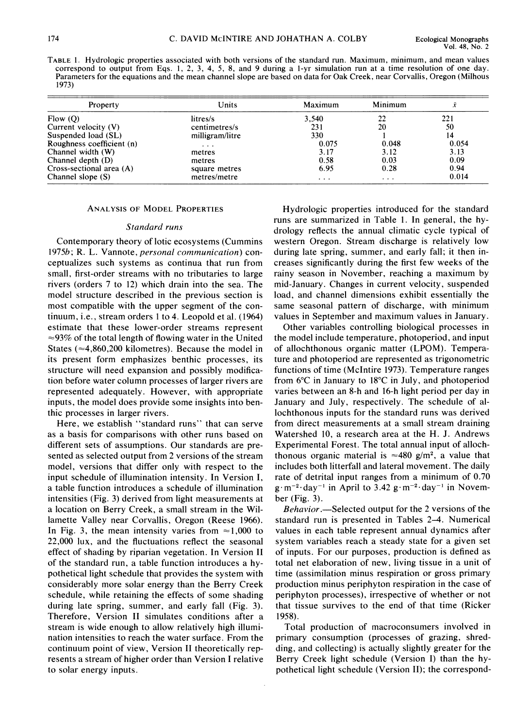TABLE 1. Hydrologic properties associated with both versions of the standard run. Maximum, minimum, and mean values correspond to output from Eqs. 1, 2, 3, 4, 5, 8, and 9 during a 1-yr simulation run at a time resolution of one day. Parameters for the equations and the mean channel slope are based on data for Oak Creek, near Corvallis, Oregon (Milhous 1973)

| Property | Units | Maximum | Minimum | $\bar{x}$ |
|---|---|---|---|---|
| Flow (Q) | litres/s | 3,540 | 22 | 221 |
| Current velocity (V) | centimetres/s | 231 | 20 | 50 |
| Suspended load (SL) | milligram/litre | 330 | 1 | 14 |
| Roughness coefficient (n) | ... | 0.075 | 0.048 | 0.054 |
| Channel width (W) | metres | 3.17 | 3.12 | 3.13 |
| Channel depth (D) | metres | 0.58 | 0.03 | 0.09 |
| Cross-sectional area (A) | square metres | 6.95 | 0.28 | 0.94 |
| Channel slope (S) | metres/metre | ... | ... | 0.014 |

## ANALYSIS OF MODEL PROPERTIES

### *Standard runs*

Contemporary theory of lotic ecosystems (Cummins 1975*b*; R. L. Vannote, *personal communication*) conceptualizes such systems as continua that run from small, first-order streams with no tributaries to large rivers (orders 7 to 12) which drain into the sea. The model structure described in the previous section is most compatible with the upper segment of the continuum, i.e., stream orders 1 to 4. Leopold et al. (1964) estimate that these lower-order streams represent ≈93% of the total length of flowing water in the United States (≈4,860,200 kilometres). Because the model in its present form emphasizes benthic processes, its structure will need expansion and possibly modification before water column processes of larger rivers are represented adequately. However, with appropriate inputs, the model does provide some insights into benthic processes in larger rivers.

Here, we establish "standard runs" that can serve as a basis for comparisons with other runs based on different sets of assumptions. Our standards are presented as selected output from 2 versions of the stream model, versions that differ only with respect to the input schedule of illumination intensity. In Version I, a table function introduces a schedule of illumination intensities (Fig. 3) derived from light measurements at a location on Berry Creek, a small stream in the Willamette Valley near Corvallis, Oregon (Reese 1966). In Fig. 3, the mean intensity varies from ≈1,000 to 22,000 lux, and the fluctuations reflect the seasonal effect of shading by riparian vegetation. In Version II of the standard run, a table function introduces a hypothetical light schedule that provides the system with considerably more solar energy than the Berry Creek schedule, while retaining the effects of some shading during late spring, summer, and early fall (Fig. 3). Therefore, Version II simulates conditions after a stream is wide enough to allow relatively high illumination intensities to reach the water surface. From the continuum point of view, Version II theoretically represents a stream of higher order than Version I relative to solar energy inputs.

Hydrologic properties introduced for the standard runs are summarized in Table 1. In general, the hydrology reflects the annual climatic cycle typical of western Oregon. Stream discharge is relatively low during late spring, summer, and early fall; it then increases significantly during the first few weeks of the rainy season in November, reaching a maximum by mid-January. Changes in current velocity, suspended load, and channel dimensions exhibit essentially the same seasonal pattern of discharge, with minimum values in September and maximum values in January.

Other variables controlling biological processes in the model include temperature, photoperiod, and input of allochthonous organic matter (LPOM). Temperature and photoperiod are represented as trigonometric functions of time (McIntire 1973). Temperature ranges from 6°C in January to 18°C in July, and photoperiod varies between an 8-h and 16-h light period per day in January and July, respectively. The schedule of allochthonous inputs for the standard runs was derived from direct measurements at a small stream draining Watershed 10, a research area at the H. J. Andrews Experimental Forest. The total annual input of allochthonous organic material is ≈480 $g/m^2$, a value that includes both litterfall and lateral movement. The daily rate of detrital input ranges from a minimum of 0.70 $g \cdot m^{-2} \cdot day^{-1}$ in April to 3.42 $g \cdot m^{-2} \cdot day^{-1}$ in November (Fig. 3).

*Behavior*.—Selected output for the 2 versions of the standard run is presented in Tables 2–4. Numerical values in each table represent annual dynamics after system variables reach a steady state for a given set of inputs. For our purposes, production is defined as total net elaboration of new, living tissue in a unit of time (assimilation minus respiration or gross primary production minus periphyton respiration in the case of periphyton processes), irrespective of whether or not that tissue survives to the end of that time (Ricker 1958).

Total production of macroconsumers involved in primary consumption (processes of grazing, shredding, and collecting) is actually slightly greater for the Berry Creek light schedule (Version I) than the hypothetical light schedule (Version II); the correspond-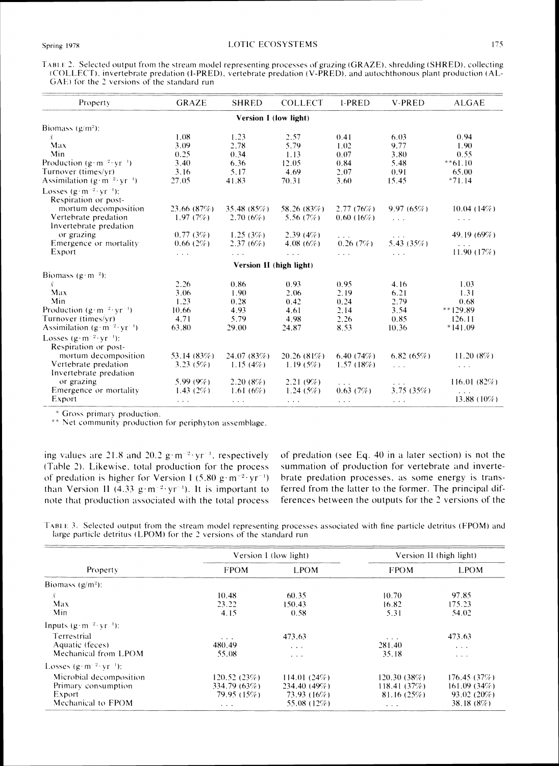TABLE 2. Selected output from the stream model representing processes of grazing (GRAZE), shredding (SHRED), collecting (COLLECT), invertebrate predation (I-PRED), vertebrate predation (V-PRED), and autochthonous plant production (ALGAE) for the 2 versions of the standard run

| Property | GRAZE | SHRED | COLLECT | I-PRED | V-PRED | ALGAE |
|---|---|---|---|---|---|---|
| | | | **Version I (low light)** | | | |
| Biomass (g/m²): | | | | | | |
| $\bar{x}$ | 1.08 | 1.23 | 2.57 | 0.41 | 6.03 | 0.94 |
| Max | 3.09 | 2.78 | 5.79 | 1.02 | 9.77 | 1.90 |
| Min | 0.25 | 0.34 | 1.13 | 0.07 | 3.80 | 0.55 |
| Production ($g \cdot m^{-2} \cdot yr^{-1}$) | 3.40 | 6.36 | 12.05 | 0.84 | 5.48 | **61.10 |
| Turnover (times/yr) | 3.16 | 5.17 | 4.69 | 2.07 | 0.91 | 65.00 |
| Assimilation ($g \cdot m^{-2} \cdot yr^{-1}$) | 27.05 | 41.83 | 70.31 | 3.60 | 15.45 | *71.14 |
| Losses ($g \cdot m^{-2} \cdot yr^{-1}$): | | | | | | |
| Respiration or post-mortum decomposition | 23.66 (87%) | 35.48 (85%) | 58.26 (83%) | 2.77 (76%) | 9.97 (65%) | 10.04 (14%) |
| Vertebrate predation | 1.97 (7%) | 2.70 (6%) | 5.56 (7%) | 0.60 (16%) | . . . | . . . |
| Invertebrate predation or grazing | 0.77 (3%) | 1.25 (3%) | 2.39 (4%) | . . . | . . . | 49.19 (69%) |
| Emergence or mortality | 0.66 (2%) | 2.37 (6%) | 4.08 (6%) | 0.26 (7%) | 5.43 (35%) | . . . |
| Export | . . . | . . . | . . . | . . . | . . . | 11.90 (17%) |
| | | | **Version II (high light)** | | | |
| Biomass ($g \cdot m^{-2}$): | | | | | | |
| $\bar{x}$ | 2.26 | 0.86 | 0.93 | 0.95 | 4.16 | 1.03 |
| Max | 3.06 | 1.90 | 2.06 | 2.19 | 6.21 | 1.31 |
| Min | 1.23 | 0.28 | 0.42 | 0.24 | 2.79 | 0.68 |
| Production ($g \cdot m^{-2} \cdot yr^{-1}$) | 10.66 | 4.93 | 4.61 | 2.14 | 3.54 | **129.89 |
| Turnover (times/yr) | 4.71 | 5.79 | 4.98 | 2.26 | 0.85 | 126.11 |
| Assimilation ($g \cdot m^{-2} \cdot yr^{-1}$) | 63.80 | 29.00 | 24.87 | 8.53 | 10.36 | *141.09 |
| Losses ($g \cdot m^{-2} \cdot yr^{-1}$): | | | | | | |
| Respiration or post-mortum decomposition | 53.14 (83%) | 24.07 (83%) | 20.26 (81%) | 6.40 (74%) | 6.82 (65%) | 11.20 (8%) |
| Vertebrate predation | 3.23 (5%) | 1.15 (4%) | 1.19 (5%) | 1.57 (18%) | . . . | . . . |
| Invertebrate predation or grazing | 5.99 (9%) | 2.20 (8%) | 2.21 (9%) | . . . | . . . | 116.01 (82%) |
| Emergence or mortality | 1.43 (2%) | 1.61 (6%) | 1.24 (5%) | 0.63 (7%) | 3.75 (35%) | . . . |
| Export | . . . | . . . | . . . | . . . | . . . | 13.88 (10%) |

\* Gross primary production.
\** Net community production for periphyton assemblage.

ing values are 21.8 and 20.2 $g \cdot m^{-2} \cdot yr^{-1}$, respectively (Table 2). Likewise, total production for the process of predation is higher for Version I (5.80 $g \cdot m^{-2} \cdot yr^{-1}$) than Version II (4.33 $g \cdot m^{-2} \cdot yr^{-1}$). It is important to note that production associated with the total process of predation (see Eq. 40 in a later section) is not the summation of production for vertebrate and invertebrate predation processes, as some energy is transferred from the latter to the former. The principal differences between the outputs for the 2 versions of the

TABLE 3. Selected output from the stream model representing processes associated with fine particle detritus (FPOM) and large particle detritus (LPOM) for the 2 versions of the standard run

| Property | Version I (low light) | | Version II (high light) | |
|---|---|---|---|---|
| | FPOM | LPOM | FPOM | LPOM |
| Biomass (g/m²): | | | | |
| $\bar{x}$ | 10.48 | 60.35 | 10.70 | 97.85 |
| Max | 23.22 | 150.43 | 16.82 | 175.23 |
| Min | 4.15 | 0.58 | 5.31 | 54.02 |
| Inputs ($g \cdot m^{-2} \cdot yr^{-1}$): | | | | |
| Terrestrial | . . . | 473.63 | . . . | 473.63 |
| Aquatic (feces) | 480.49 | . . . | 281.40 | . . . |
| Mechanical from LPOM | 55.08 | . . . | 35.18 | . . . |
| Losses ($g \cdot m^{-2} \cdot yr^{-1}$): | | | | |
| Microbial decomposition | 120.52 (23%) | 114.01 (24%) | 120.30 (38%) | 176.45 (37%) |
| Primary consumption | 334.79 (63%) | 234.40 (49%) | 118.41 (37%) | 161.09 (34%) |
| Export | 79.95 (15%) | 73.93 (16%) | 81.16 (25%) | 93.02 (20%) |
| Mechanical to FPOM | . . . | 55.08 (12%) | . . . | 38.18 (8%) |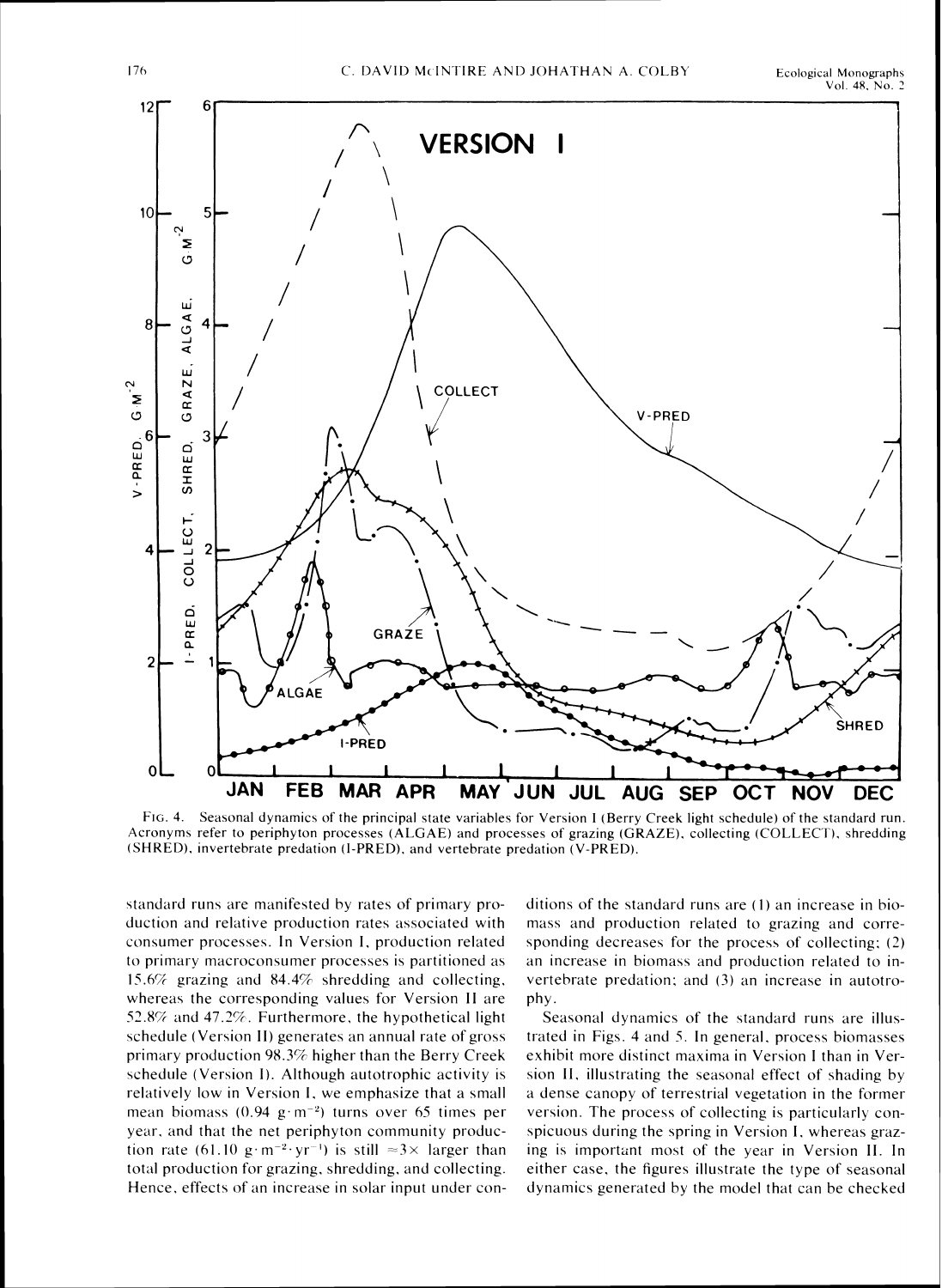FIG. 4. Seasonal dynamics of the principal state variables for Version I (Berry Creek light schedule) of the standard run. Acronyms refer to periphyton processes (ALGAE) and processes of grazing (GRAZE), collecting (COLLECT), shredding (SHRED), invertebrate predation (I-PRED), and vertebrate predation (V-PRED).

standard runs are manifested by rates of primary production and relative production rates associated with consumer processes. In Version I, production related to primary macroconsumer processes is partitioned as 15.6% grazing and 84.4% shredding and collecting, whereas the corresponding values for Version II are 52.8% and 47.2%. Furthermore, the hypothetical light schedule (Version II) generates an annual rate of gross primary production 98.3% higher than the Berry Creek schedule (Version I). Although autotrophic activity is relatively low in Version I, we emphasize that a small mean biomass (0.94 $g \cdot m^{-2}$) turns over 65 times per year, and that the net periphyton community production rate (61.10 $g \cdot m^{-2} \cdot yr^{-1}$) is still $\approx 3\times$ larger than total production for grazing, shredding, and collecting. Hence, effects of an increase in solar input under conditions of the standard runs are (1) an increase in biomass and production related to grazing and corresponding decreases for the process of collecting; (2) an increase in biomass and production related to invertebrate predation; and (3) an increase in autotrophy.

Seasonal dynamics of the standard runs are illustrated in Figs. 4 and 5. In general, process biomasses exhibit more distinct maxima in Version I than in Version II, illustrating the seasonal effect of shading by a dense canopy of terrestrial vegetation in the former version. The process of collecting is particularly conspicuous during the spring in Version I, whereas grazing is important most of the year in Version II. In either case, the figures illustrate the type of seasonal dynamics generated by the model that can be checked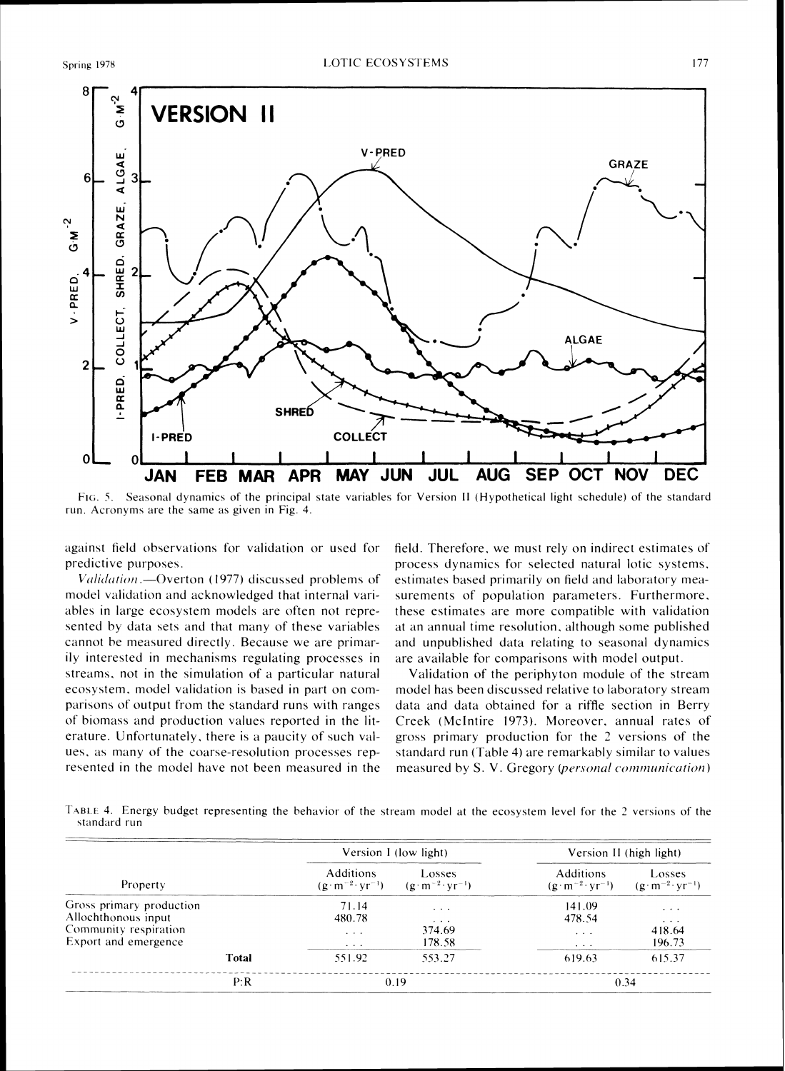FIG. 5. Seasonal dynamics of the principal state variables for Version II (Hypothetical light schedule) of the standard run. Acronyms are the same as given in Fig. 4.

against field observations for validation or used for predictive purposes.

*Validation*.—Overton (1977) discussed problems of model validation and acknowledged that internal variables in large ecosystem models are often not represented by data sets and that many of these variables cannot be measured directly. Because we are primarily interested in mechanisms regulating processes in streams, not in the simulation of a particular natural ecosystem, model validation is based in part on comparisons of output from the standard runs with ranges of biomass and production values reported in the literature. Unfortunately, there is a paucity of such values, as many of the coarse-resolution processes represented in the model have not been measured in the field. Therefore, we must rely on indirect estimates of process dynamics for selected natural lotic systems, estimates based primarily on field and laboratory measurements of population parameters. Furthermore, these estimates are more compatible with validation at an annual time resolution, although some published and unpublished data relating to seasonal dynamics are available for comparisons with model output.

Validation of the periphyton module of the stream model has been discussed relative to laboratory stream data and data obtained for a riffle section in Berry Creek (McIntire 1973). Moreover, annual rates of gross primary production for the 2 versions of the standard run (Table 4) are remarkably similar to values measured by S. V. Gregory (*personal communication*)

TABLE 4. Energy budget representing the behavior of the stream model at the ecosystem level for the 2 versions of the standard run

| Property | Version I (low light) | | Version II (high light) | |
|---|---|---|---|---|
| | Additions ($g \cdot m^{-2} \cdot yr^{-1}$) | Losses ($g \cdot m^{-2} \cdot yr^{-1}$) | Additions ($g \cdot m^{-2} \cdot yr^{-1}$) | Losses ($g \cdot m^{-2} \cdot yr^{-1}$) |
| Gross primary production | 71.14 | ... | 141.09 | ... |
| Allochthonous input | 480.78 | ... | 478.54 | ... |
| Community respiration | ... | 374.69 | ... | 418.64 |
| Export and emergence | ... | 178.58 | ... | 196.73 |
| Total | 551.92 | 553.27 | 619.63 | 615.37 |
| P:R | 0.19 | | 0.34 | |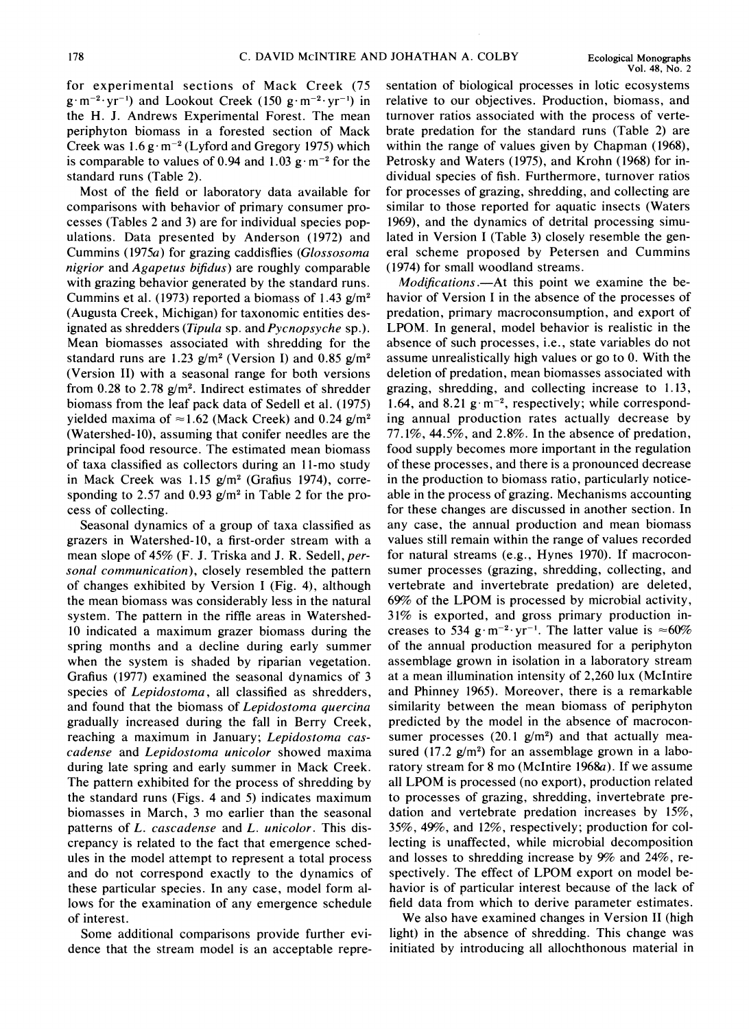for experimental sections of Mack Creek (75 $g \cdot m^{-2} \cdot yr^{-1}$) and Lookout Creek (150 $g \cdot m^{-2} \cdot yr^{-1}$) in the H. J. Andrews Experimental Forest. The mean periphyton biomass in a forested section of Mack Creek was 1.6 $g \cdot m^{-2}$ (Lyford and Gregory 1975) which is comparable to values of 0.94 and 1.03 $g \cdot m^{-2}$ for the standard runs (Table 2).

Most of the field or laboratory data available for comparisons with behavior of primary consumer processes (Tables 2 and 3) are for individual species populations. Data presented by Anderson (1972) and Cummins (1975*a*) for grazing caddisflies (*Glossosoma nigrior* and *Agapetus bifidus*) are roughly comparable with grazing behavior generated by the standard runs. Cummins et al. (1973) reported a biomass of 1.43 $g/m^2$ (Augusta Creek, Michigan) for taxonomic entities designated as shredders (*Tipula* sp. and *Pycnopsyche* sp.). Mean biomasses associated with shredding for the standard runs are 1.23 $g/m^2$ (Version I) and 0.85 $g/m^2$ (Version II) with a seasonal range for both versions from 0.28 to 2.78 $g/m^2$. Indirect estimates of shredder biomass from the leaf pack data of Sedell et al. (1975) yielded maxima of ≈1.62 (Mack Creek) and 0.24 $g/m^2$ (Watershed-10), assuming that conifer needles are the principal food resource. The estimated mean biomass of taxa classified as collectors during an 11-mo study in Mack Creek was 1.15 $g/m^2$ (Grafius 1974), corresponding to 2.57 and 0.93 $g/m^2$ in Table 2 for the process of collecting.

Seasonal dynamics of a group of taxa classified as grazers in Watershed-10, a first-order stream with a mean slope of 45% (F. J. Triska and J. R. Sedell, *personal communication*), closely resembled the pattern of changes exhibited by Version I (Fig. 4), although the mean biomass was considerably less in the natural system. The pattern in the riffle areas in Watershed-10 indicated a maximum grazer biomass during the spring months and a decline during early summer when the system is shaded by riparian vegetation. Grafius (1977) examined the seasonal dynamics of 3 species of *Lepidostoma*, all classified as shredders, and found that the biomass of *Lepidostoma quercina* gradually increased during the fall in Berry Creek, reaching a maximum in January; *Lepidostoma cascadense* and *Lepidostoma unicolor* showed maxima during late spring and early summer in Mack Creek. The pattern exhibited for the process of shredding by the standard runs (Figs. 4 and 5) indicates maximum biomasses in March, 3 mo earlier than the seasonal patterns of *L. cascadense* and *L. unicolor*. This discrepancy is related to the fact that emergence schedules in the model attempt to represent a total process and do not correspond exactly to the dynamics of these particular species. In any case, model form allows for the examination of any emergence schedule of interest.

Some additional comparisons provide further evidence that the stream model is an acceptable representation of biological processes in lotic ecosystems relative to our objectives. Production, biomass, and turnover ratios associated with the process of vertebrate predation for the standard runs (Table 2) are within the range of values given by Chapman (1968), Petrosky and Waters (1975), and Krohn (1968) for individual species of fish. Furthermore, turnover ratios for processes of grazing, shredding, and collecting are similar to those reported for aquatic insects (Waters 1969), and the dynamics of detrital processing simulated in Version I (Table 3) closely resemble the general scheme proposed by Petersen and Cummins (1974) for small woodland streams.

*Modifications*.—At this point we examine the behavior of Version I in the absence of the processes of predation, primary macroconsumption, and export of LPOM. In general, model behavior is realistic in the absence of such processes, i.e., state variables do not assume unrealistically high values or go to 0. With the deletion of predation, mean biomasses associated with grazing, shredding, and collecting increase to 1.13, 1.64, and 8.21 $g \cdot m^{-2}$, respectively; while corresponding annual production rates actually decrease by 77.1%, 44.5%, and 2.8%. In the absence of predation, food supply becomes more important in the regulation of these processes, and there is a pronounced decrease in the production to biomass ratio, particularly noticeable in the process of grazing. Mechanisms accounting for these changes are discussed in another section. In any case, the annual production and mean biomass values still remain within the range of values recorded for natural streams (e.g., Hynes 1970). If macroconsumer processes (grazing, shredding, collecting, and vertebrate and invertebrate predation) are deleted, 69% of the LPOM is processed by microbial activity, 31% is exported, and gross primary production increases to 534 $g \cdot m^{-2} \cdot yr^{-1}$. The latter value is ≈60% of the annual production measured for a periphyton assemblage grown in isolation in a laboratory stream at a mean illumination intensity of 2,260 lux (McIntire and Phinney 1965). Moreover, there is a remarkable similarity between the mean biomass of periphyton predicted by the model in the absence of macroconsumer processes (20.1 $g/m^2$) and that actually measured (17.2 $g/m^2$) for an assemblage grown in a laboratory stream for 8 mo (McIntire 1968*a*). If we assume all LPOM is processed (no export), production related to processes of grazing, shredding, invertebrate predation and vertebrate predation increases by 15%, 35%, 49%, and 12%, respectively; production for collecting is unaffected, while microbial decomposition and losses to shredding increase by 9% and 24%, respectively. The effect of LPOM export on model behavior is of particular interest because of the lack of field data from which to derive parameter estimates.

We also have examined changes in Version II (high light) in the absence of shredding. This change was initiated by introducing all allochthonous material in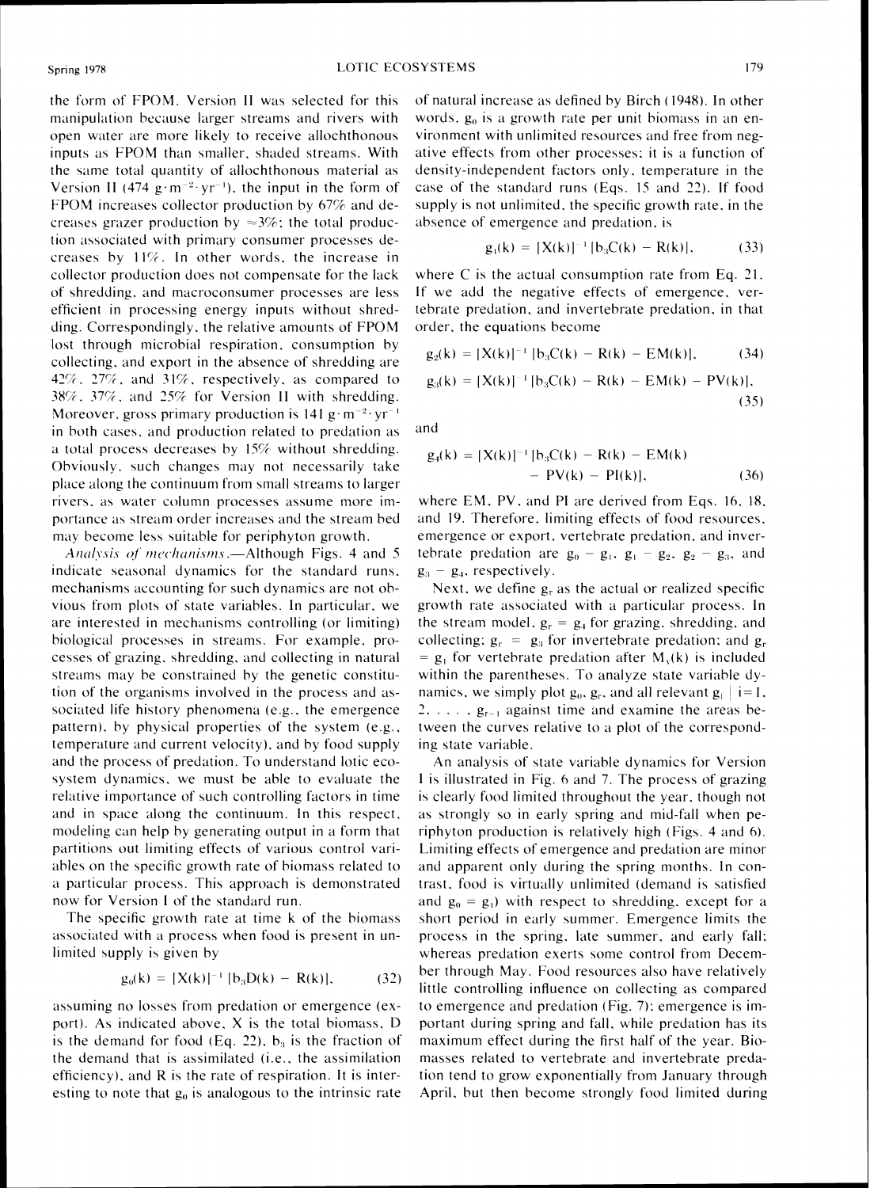the form of FPOM. Version II was selected for this manipulation because larger streams and rivers with open water are more likely to receive allochthonous inputs as FPOM than smaller, shaded streams. With the same total quantity of allochthonous material as Version II (474 $g \cdot m^{-2} \cdot yr^{-1}$), the input in the form of FPOM increases collector production by 67% and decreases grazer production by ≈3%; the total production associated with primary consumer processes decreases by 11%. In other words, the increase in collector production does not compensate for the lack of shredding, and macroconsumer processes are less efficient in processing energy inputs without shredding. Correspondingly, the relative amounts of FPOM lost through microbial respiration, consumption by collecting, and export in the absence of shredding are 42%, 27%, and 31%, respectively, as compared to 38%, 37%, and 25% for Version II with shredding. Moreover, gross primary production is 141 $g \cdot m^{-2} \cdot yr^{-1}$ in both cases, and production related to predation as a total process decreases by 15% without shredding. Obviously, such changes may not necessarily take place along the continuum from small streams to larger rivers, as water column processes assume more importance as stream order increases and the stream bed may become less suitable for periphyton growth.

*Analysis of mechanisms*.—Although Figs. 4 and 5 indicate seasonal dynamics for the standard runs, mechanisms accounting for such dynamics are not obvious from plots of state variables. In particular, we are interested in mechanisms controlling (or limiting) biological processes in streams. For example, processes of grazing, shredding, and collecting in natural streams may be constrained by the genetic constitution of the organisms involved in the process and associated life history phenomena (e.g., the emergence pattern), by physical properties of the system (e.g., temperature and current velocity), and by food supply and the process of predation. To understand lotic ecosystem dynamics, we must be able to evaluate the relative importance of such controlling factors in time and in space along the continuum. In this respect, modeling can help by generating output in a form that partitions out limiting effects of various control variables on the specific growth rate of biomass related to a particular process. This approach is demonstrated now for Version I of the standard run.

The specific growth rate at time k of the biomass associated with a process when food is present in unlimited supply is given by

$$g_0(k) = [X(k)]^{-1}[b_3D(k) - R(k)], \qquad (32)$$

assuming no losses from predation or emergence (export). As indicated above, X is the total biomass, D is the demand for food (Eq. 22), $b_3$ is the fraction of the demand that is assimilated (i.e., the assimilation efficiency), and R is the rate of respiration. It is interesting to note that $g_0$ is analogous to the intrinsic rate of natural increase as defined by Birch (1948). In other words, $g_0$ is a growth rate per unit biomass in an environment with unlimited resources and free from negative effects from other processes; it is a function of density-independent factors only, temperature in the case of the standard runs (Eqs. 15 and 22). If food supply is not unlimited, the specific growth rate, in the absence of emergence and predation, is

$$g_1(k) = [X(k)]^{-1}[b_3C(k) - R(k)], \qquad (33)$$

where C is the actual consumption rate from Eq. 21. If we add the negative effects of emergence, vertebrate predation, and invertebrate predation, in that order, the equations become

$$g_2(k) = [X(k)]^{-1}[b_3C(k) - R(k) - EM(k)], \qquad (34)$$

$$g_3(k) = [X(k)]^{-1}[b_3C(k) - R(k) - EM(k) - PV(k)], \qquad (35)$$

and

$$g_4(k) = [X(k)]^{-1}[b_3C(k) - R(k) - EM(k) - PV(k) - PI(k)], \qquad (36)$$

where EM, PV, and PI are derived from Eqs. 16, 18, and 19. Therefore, limiting effects of food resources, emergence or export, vertebrate predation, and invertebrate predation are $g_0 - g_1$, $g_1 - g_2$, $g_2 - g_3$, and $g_3 - g_4$, respectively.

Next, we define $g_r$ as the actual or realized specific growth rate associated with a particular process. In the stream model, $g_r = g_4$ for grazing, shredding, and collecting; $g_r = g_3$ for invertebrate predation; and $g_r = g_1$ for vertebrate predation after $M_v(k)$ is included within the parentheses. To analyze state variable dynamics, we simply plot $g_0$, $g_r$, and all relevant $g_i \mid i = 1, 2, \ldots, g_{r-1}$ against time and examine the areas between the curves relative to a plot of the corresponding state variable.

An analysis of state variable dynamics for Version I is illustrated in Fig. 6 and 7. The process of grazing is clearly food limited throughout the year, though not as strongly so in early spring and mid-fall when periphyton production is relatively high (Figs. 4 and 6). Limiting effects of emergence and predation are minor and apparent only during the spring months. In contrast, food is virtually unlimited (demand is satisfied and $g_0 = g_1$) with respect to shredding, except for a short period in early summer. Emergence limits the process in the spring, late summer, and early fall; whereas predation exerts some control from December through May. Food resources also have relatively little controlling influence on collecting as compared to emergence and predation (Fig. 7); emergence is important during spring and fall, while predation has its maximum effect during the first half of the year. Biomasses related to vertebrate and invertebrate predation tend to grow exponentially from January through April, but then become strongly food limited during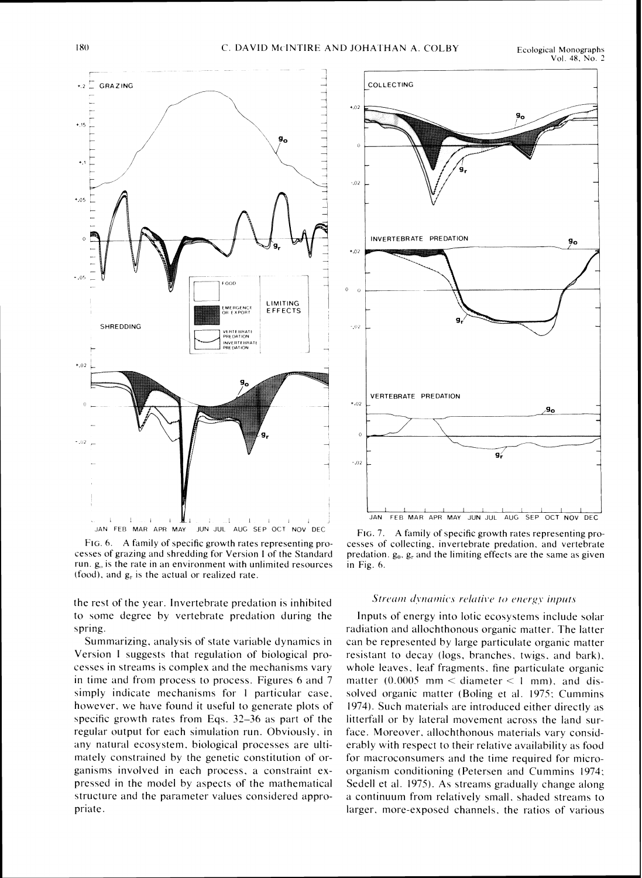FIG. 6. A family of specific growth rates representing processes of grazing and shredding for Version I of the Standard run. $g_o$ is the rate in an environment with unlimited resources (food), and $g_r$ is the actual or realized rate.

FIG. 7. A family of specific growth rates representing processes of collecting, invertebrate predation, and vertebrate predation. $g_0$, $g_r$ and the limiting effects are the same as given in Fig. 6.

the rest of the year. Invertebrate predation is inhibited to some degree by vertebrate predation during the spring.

Summarizing, analysis of state variable dynamics in Version I suggests that regulation of biological processes in streams is complex and the mechanisms vary in time and from process to process. Figures 6 and 7 simply indicate mechanisms for 1 particular case, however, we have found it useful to generate plots of specific growth rates from Eqs. 32–36 as part of the regular output for each simulation run. Obviously, in any natural ecosystem, biological processes are ultimately constrained by the genetic constitution of organisms involved in each process, a constraint expressed in the model by aspects of the mathematical structure and the parameter values considered appropriate.

### *Stream dynamics relative to energy inputs*

Inputs of energy into lotic ecosystems include solar radiation and allochthonous organic matter. The latter can be represented by large particulate organic matter resistant to decay (logs, branches, twigs, and bark), whole leaves, leaf fragments, fine particulate organic matter (0.0005 mm < diameter < 1 mm), and dissolved organic matter (Boling et al. 1975; Cummins 1974). Such materials are introduced either directly as litterfall or by lateral movement across the land surface. Moreover, allochthonous materials vary considerably with respect to their relative availability as food for macroconsumers and the time required for microorganism conditioning (Petersen and Cummins 1974; Sedell et al. 1975). As streams gradually change along a continuum from relatively small, shaded streams to larger, more-exposed channels, the ratios of various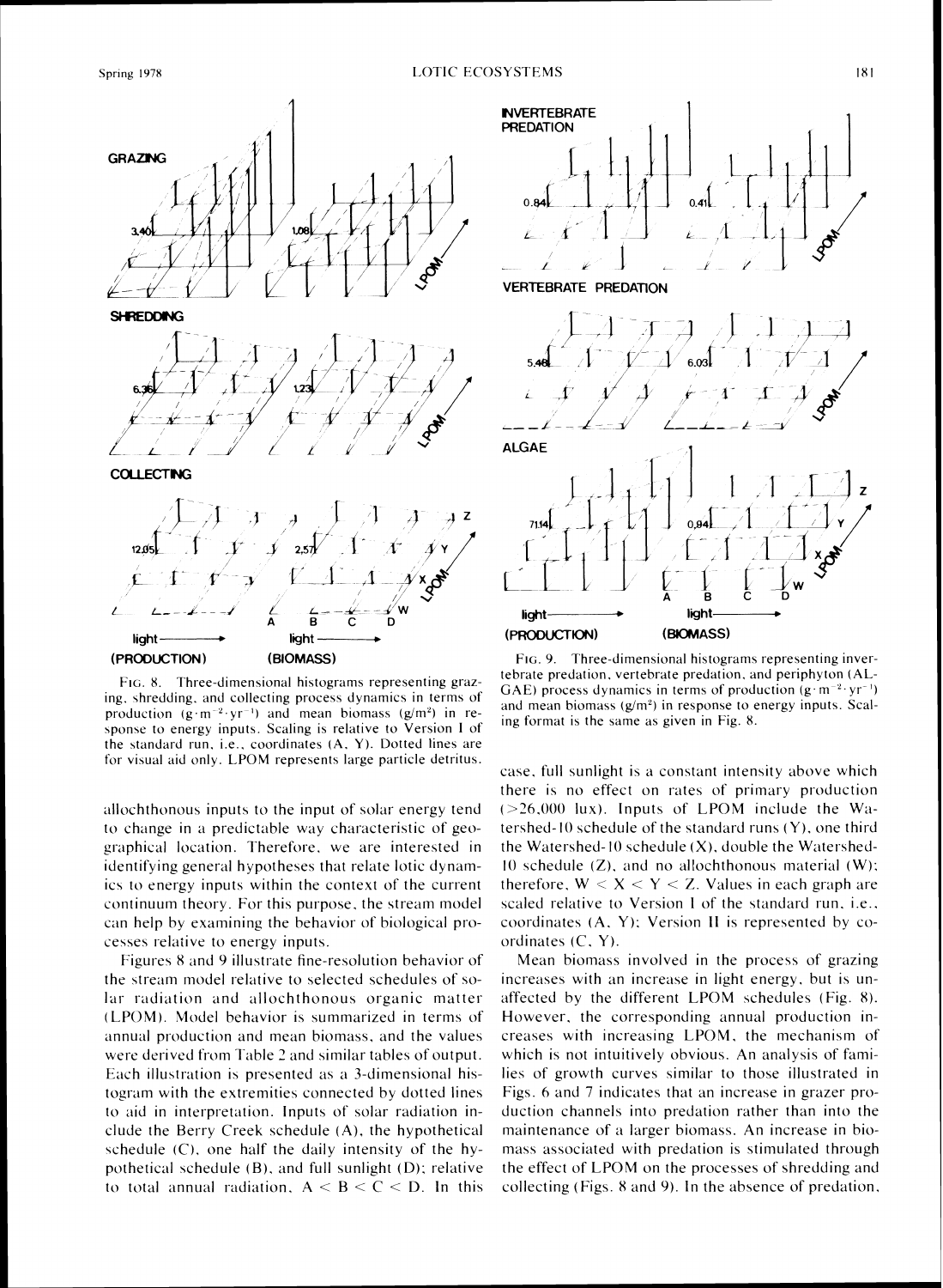Fig. 8. Three-dimensional histograms representing grazing, shredding, and collecting process dynamics in terms of production ($g \cdot m^{-2} \cdot yr^{-1}$) and mean biomass ($g/m^2$) in response to energy inputs. Scaling is relative to Version I of the standard run, i.e., coordinates (A, Y). Dotted lines are for visual aid only. LPOM represents large particle detritus.

Fig. 9. Three-dimensional histograms representing invertebrate predation, vertebrate predation, and periphyton (ALGAE) process dynamics in terms of production ($g \cdot m^{-2} \cdot yr^{-1}$) and mean biomass ($g/m^2$) in response to energy inputs. Scaling format is the same as given in Fig. 8.

allochthonous inputs to the input of solar energy tend to change in a predictable way characteristic of geographical location. Therefore, we are interested in identifying general hypotheses that relate lotic dynamics to energy inputs within the context of the current continuum theory. For this purpose, the stream model can help by examining the behavior of biological processes relative to energy inputs.

Figures 8 and 9 illustrate fine-resolution behavior of the stream model relative to selected schedules of solar radiation and allochthonous organic matter (LPOM). Model behavior is summarized in terms of annual production and mean biomass, and the values were derived from Table 2 and similar tables of output. Each illustration is presented as a 3-dimensional histogram with the extremities connected by dotted lines to aid in interpretation. Inputs of solar radiation include the Berry Creek schedule (A), the hypothetical schedule (C), one half the daily intensity of the hypothetical schedule (B), and full sunlight (D); relative to total annual radiation, A < B < C < D. In this case, full sunlight is a constant intensity above which there is no effect on rates of primary production (>26,000 lux). Inputs of LPOM include the Watershed-10 schedule of the standard runs (Y), one third the Watershed-10 schedule (X), double the Watershed-10 schedule (Z), and no allochthonous material (W); therefore, W < X < Y < Z. Values in each graph are scaled relative to Version I of the standard run, i.e., coordinates (A, Y); Version II is represented by coordinates (C, Y).

Mean biomass involved in the process of grazing increases with an increase in light energy, but is unaffected by the different LPOM schedules (Fig. 8). However, the corresponding annual production increases with increasing LPOM, the mechanism of which is not intuitively obvious. An analysis of families of growth curves similar to those illustrated in Figs. 6 and 7 indicates that an increase in grazer production channels into predation rather than into the maintenance of a larger biomass. An increase in biomass associated with predation is stimulated through the effect of LPOM on the processes of shredding and collecting (Figs. 8 and 9). In the absence of predation,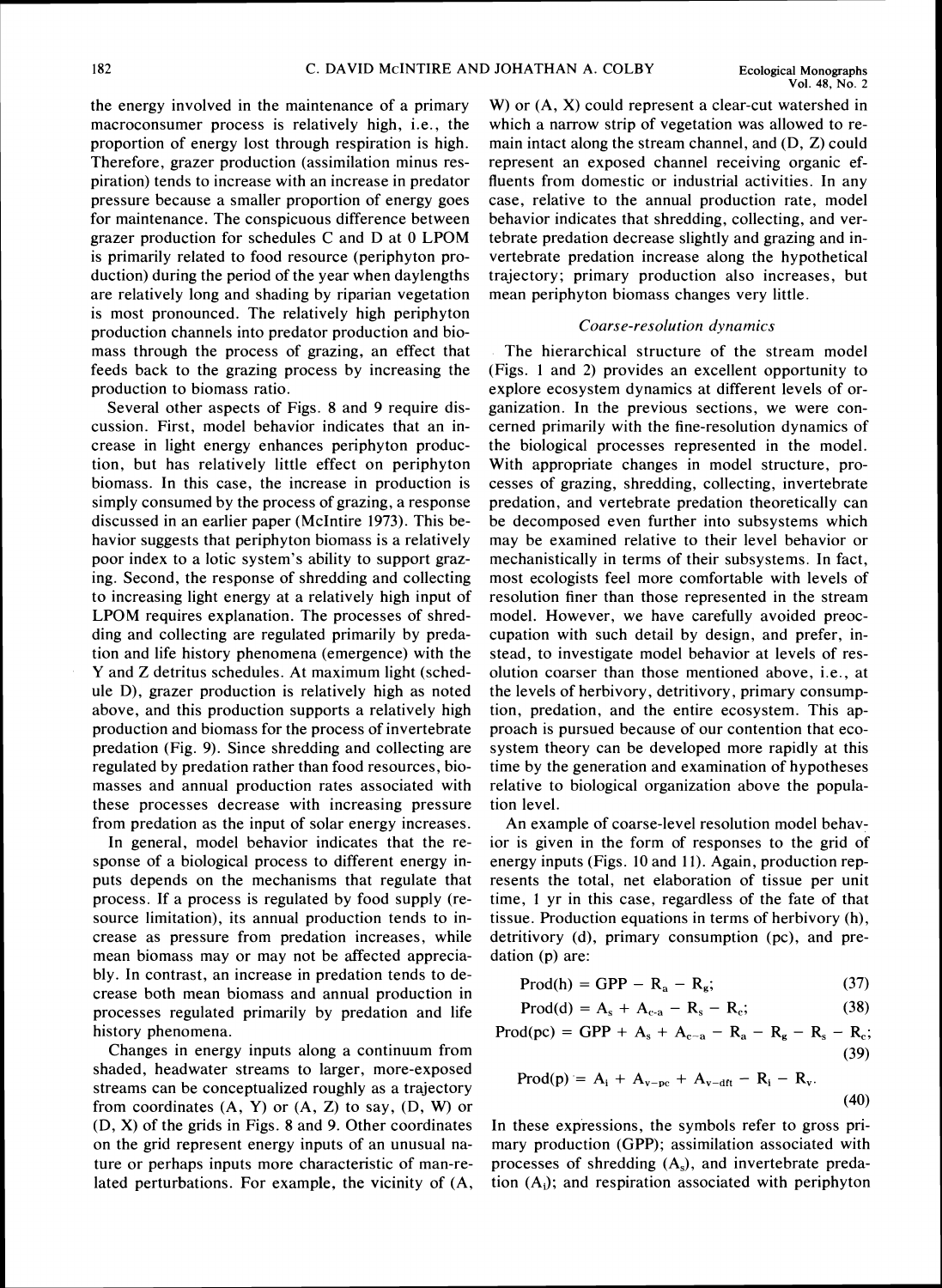the energy involved in the maintenance of a primary macroconsumer process is relatively high, i.e., the proportion of energy lost through respiration is high. Therefore, grazer production (assimilation minus respiration) tends to increase with an increase in predator pressure because a smaller proportion of energy goes for maintenance. The conspicuous difference between grazer production for schedules C and D at 0 LPOM is primarily related to food resource (periphyton production) during the period of the year when daylengths are relatively long and shading by riparian vegetation is most pronounced. The relatively high periphyton production channels into predator production and biomass through the process of grazing, an effect that feeds back to the grazing process by increasing the production to biomass ratio.

Several other aspects of Figs. 8 and 9 require discussion. First, model behavior indicates that an increase in light energy enhances periphyton production, but has relatively little effect on periphyton biomass. In this case, the increase in production is simply consumed by the process of grazing, a response discussed in an earlier paper (McIntire 1973). This behavior suggests that periphyton biomass is a relatively poor index to a lotic system's ability to support grazing. Second, the response of shredding and collecting to increasing light energy at a relatively high input of LPOM requires explanation. The processes of shredding and collecting are regulated primarily by predation and life history phenomena (emergence) with the Y and Z detritus schedules. At maximum light (schedule D), grazer production is relatively high as noted above, and this production supports a relatively high production and biomass for the process of invertebrate predation (Fig. 9). Since shredding and collecting are regulated by predation rather than food resources, biomasses and annual production rates associated with these processes decrease with increasing pressure from predation as the input of solar energy increases.

In general, model behavior indicates that the response of a biological process to different energy inputs depends on the mechanisms that regulate that process. If a process is regulated by food supply (resource limitation), its annual production tends to increase as pressure from predation increases, while mean biomass may or may not be affected appreciably. In contrast, an increase in predation tends to decrease both mean biomass and annual production in processes regulated primarily by predation and life history phenomena.

Changes in energy inputs along a continuum from shaded, headwater streams to larger, more-exposed streams can be conceptualized roughly as a trajectory from coordinates (A, Y) or (A, Z) to say, (D, W) or (D, X) of the grids in Figs. 8 and 9. Other coordinates on the grid represent energy inputs of an unusual nature or perhaps inputs more characteristic of man-related perturbations. For example, the vicinity of (A, W) or (A, X) could represent a clear-cut watershed in which a narrow strip of vegetation was allowed to remain intact along the stream channel, and (D, Z) could represent an exposed channel receiving organic effluents from domestic or industrial activities. In any case, relative to the annual production rate, model behavior indicates that shredding, collecting, and vertebrate predation decrease slightly and grazing and invertebrate predation increase along the hypothetical trajectory; primary production also increases, but mean periphyton biomass changes very little.

### *Coarse-resolution dynamics*

The hierarchical structure of the stream model (Figs. 1 and 2) provides an excellent opportunity to explore ecosystem dynamics at different levels of organization. In the previous sections, we were concerned primarily with the fine-resolution dynamics of the biological processes represented in the model. With appropriate changes in model structure, processes of grazing, shredding, collecting, invertebrate predation, and vertebrate predation theoretically can be decomposed even further into subsystems which may be examined relative to their level behavior or mechanistically in terms of their subsystems. In fact, most ecologists feel more comfortable with levels of resolution finer than those represented in the stream model. However, we have carefully avoided preoccupation with such detail by design, and prefer, instead, to investigate model behavior at levels of resolution coarser than those mentioned above, i.e., at the levels of herbivory, detritivory, primary consumption, predation, and the entire ecosystem. This approach is pursued because of our contention that ecosystem theory can be developed more rapidly at this time by the generation and examination of hypotheses relative to biological organization above the population level.

An example of coarse-level resolution model behavior is given in the form of responses to the grid of energy inputs (Figs. 10 and 11). Again, production represents the total, net elaboration of tissue per unit time, 1 yr in this case, regardless of the fate of that tissue. Production equations in terms of herbivory (h), detritivory (d), primary consumption (pc), and predation (p) are:

$$\text{Prod(h)} = \text{GPP} - R_a - R_g; \tag{37}$$

$$\text{Prod(d)} = A_s + A_{c\text{-}a} - R_s - R_c; \tag{38}$$

$$\text{Prod(pc)} = \text{GPP} + A_s + A_{c\text{-}a} - R_a - R_g - R_s - R_c; \tag{39}$$

$$\text{Prod(p)} = A_i + A_{v\text{-}pc} + A_{v\text{-}dft} - R_i - R_v. \tag{40}$$

In these expressions, the symbols refer to gross primary production (GPP); assimilation associated with processes of shredding ($A_s$), and invertebrate predation ($A_i$); and respiration associated with periphyton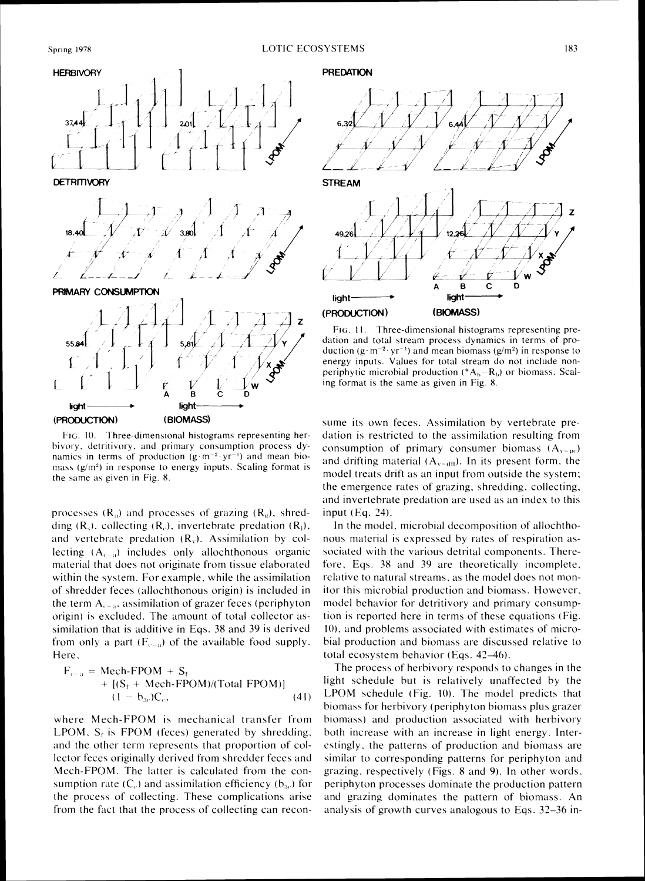FIG. 10. Three-dimensional histograms representing herbivory, detritivory, and primary consumption process dynamics in terms of production ($g \cdot m^{-2} \cdot yr^{-1}$) and mean biomass ($g/m^2$) in response to energy inputs. Scaling format is the same as given in Fig. 8.

FIG. 11. Three-dimensional histograms representing predation and total stream process dynamics in terms of production ($g \cdot m^{-2} \cdot yr^{-1}$) and mean biomass ($g/m^2$) in response to energy inputs. Values for total stream do not include non-periphytic microbial production ($*A_b - R_b$) or biomass. Scaling format is the same as given in Fig. 8.

processes ($R_d$) and processes of grazing ($R_g$), shredding ($R_s$), collecting ($R_c$), invertebrate predation ($R_i$), and vertebrate predation ($R_v$). Assimilation by collecting ($A_{c-a}$) includes only allochthonous organic material that does not originate from tissue elaborated within the system. For example, while the assimilation of shredder feces (allochthonous origin) is included in the term $A_{c-a}$, assimilation of grazer feces (periphyton origin) is excluded. The amount of total collector assimilation that is additive in Eqs. 38 and 39 is derived from only a part ($F_{c-a}$) of the available food supply. Here,

$$F_{c-a} = \text{Mech-FPOM} + S_f + [(S_f + \text{Mech-FPOM})/(\text{Total FPOM})](1 - b_{3c})C_c, \tag{41}$$

where Mech-FPOM is mechanical transfer from LPOM, $S_f$ is FPOM (feces) generated by shredding, and the other term represents that proportion of collector feces originally derived from shredder feces and Mech-FPOM. The latter is calculated from the consumption rate ($C_c$) and assimilation efficiency ($b_{3c}$) for the process of collecting. These complications arise from the fact that the process of collecting can reconsume its own feces. Assimilation by vertebrate predation is restricted to the assimilation resulting from consumption of primary consumer biomass ($A_{v-pc}$) and drifting material ($A_{v-dft}$). In its present form, the model treats drift as an input from outside the system; the emergence rates of grazing, shredding, collecting, and invertebrate predation are used as an index to this input (Eq. 24).

In the model, microbial decomposition of allochthonous material is expressed by rates of respiration associated with the various detrital components. Therefore, Eqs. 38 and 39 are theoretically incomplete, relative to natural streams, as the model does not monitor this microbial production and biomass. However, model behavior for detritivory and primary consumption is reported here in terms of these equations (Fig. 10), and problems associated with estimates of microbial production and biomass are discussed relative to total ecosystem behavior (Eqs. 42–46).

The process of herbivory responds to changes in the light schedule but is relatively unaffected by the LPOM schedule (Fig. 10). The model predicts that biomass for herbivory (periphyton biomass plus grazer biomass) and production associated with herbivory both increase with an increase in light energy. Interestingly, the patterns of production and biomass are similar to corresponding patterns for periphyton and grazing, respectively (Figs. 8 and 9). In other words, periphyton processes dominate the production pattern and grazing dominates the pattern of biomass. An analysis of growth curves analogous to Eqs. 32–36 in-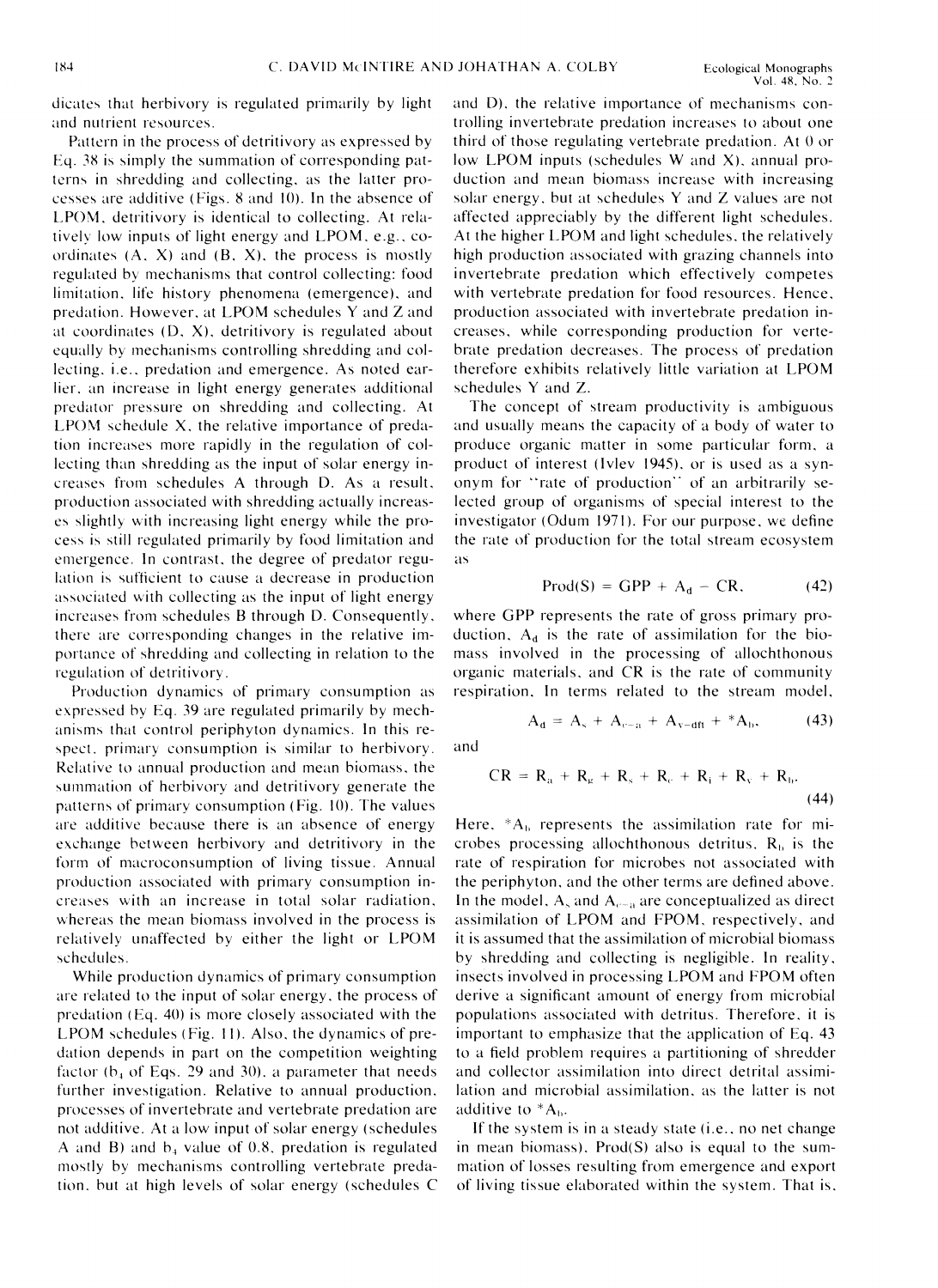dicates that herbivory is regulated primarily by light and nutrient resources.

Pattern in the process of detritivory as expressed by Eq. 38 is simply the summation of corresponding patterns in shredding and collecting, as the latter processes are additive (Figs. 8 and 10). In the absence of LPOM, detritivory is identical to collecting. At relatively low inputs of light energy and LPOM, e.g., coordinates (A, X) and (B, X), the process is mostly regulated by mechanisms that control collecting: food limitation, life history phenomena (emergence), and predation. However, at LPOM schedules Y and Z and at coordinates (D, X), detritivory is regulated about equally by mechanisms controlling shredding and collecting, i.e., predation and emergence. As noted earlier, an increase in light energy generates additional predator pressure on shredding and collecting. At LPOM schedule X, the relative importance of predation increases more rapidly in the regulation of collecting than shredding as the input of solar energy increases from schedules A through D. As a result, production associated with shredding actually increases slightly with increasing light energy while the process is still regulated primarily by food limitation and emergence. In contrast, the degree of predator regulation is sufficient to cause a decrease in production associated with collecting as the input of light energy increases from schedules B through D. Consequently, there are corresponding changes in the relative importance of shredding and collecting in relation to the regulation of detritivory.

Production dynamics of primary consumption as expressed by Eq. 39 are regulated primarily by mechanisms that control periphyton dynamics. In this respect, primary consumption is similar to herbivory. Relative to annual production and mean biomass, the summation of herbivory and detritivory generate the patterns of primary consumption (Fig. 10). The values are additive because there is an absence of energy exchange between herbivory and detritivory in the form of macroconsumption of living tissue. Annual production associated with primary consumption increases with an increase in total solar radiation, whereas the mean biomass involved in the process is relatively unaffected by either the light or LPOM schedules.

While production dynamics of primary consumption are related to the input of solar energy, the process of predation (Eq. 40) is more closely associated with the LPOM schedules (Fig. 11). Also, the dynamics of predation depends in part on the competition weighting factor ($b_4$ of Eqs. 29 and 30), a parameter that needs further investigation. Relative to annual production, processes of invertebrate and vertebrate predation are not additive. At a low input of solar energy (schedules A and B) and $b_4$ value of 0.8, predation is regulated mostly by mechanisms controlling vertebrate predation, but at high levels of solar energy (schedules C and D), the relative importance of mechanisms controlling invertebrate predation increases to about one third of those regulating vertebrate predation. At 0 or low LPOM inputs (schedules W and X), annual production and mean biomass increase with increasing solar energy, but at schedules Y and Z values are not affected appreciably by the different light schedules. At the higher LPOM and light schedules, the relatively high production associated with grazing channels into invertebrate predation which effectively competes with vertebrate predation for food resources. Hence, production associated with invertebrate predation increases, while corresponding production for vertebrate predation decreases. The process of predation therefore exhibits relatively little variation at LPOM schedules Y and Z.

The concept of stream productivity is ambiguous and usually means the capacity of a body of water to produce organic matter in some particular form, a product of interest (Ivlev 1945), or is used as a synonym for "rate of production" of an arbitrarily selected group of organisms of special interest to the investigator (Odum 1971). For our purpose, we define the rate of production for the total stream ecosystem as

$$\text{Prod(S)} = \text{GPP} + A_d - \text{CR}, \tag{42}$$

where GPP represents the rate of gross primary production, $A_d$ is the rate of assimilation for the biomass involved in the processing of allochthonous organic materials, and CR is the rate of community respiration. In terms related to the stream model,

$$A_d = A_s + A_{c-a} + A_{v-dft} + {}^*A_b, \tag{43}$$

and

$$\text{CR} = R_a + R_g + R_s + R_c + R_i + R_v + R_b. \tag{44}$$

Here, ${}^*A_b$ represents the assimilation rate for microbes processing allochthonous detritus, $R_b$ is the rate of respiration for microbes not associated with the periphyton, and the other terms are defined above. In the model, $A_s$ and $A_{c-a}$ are conceptualized as direct assimilation of LPOM and FPOM, respectively, and it is assumed that the assimilation of microbial biomass by shredding and collecting is negligible. In reality, insects involved in processing LPOM and FPOM often derive a significant amount of energy from microbial populations associated with detritus. Therefore, it is important to emphasize that the application of Eq. 43 to a field problem requires a partitioning of shredder and collector assimilation into direct detrital assimilation and microbial assimilation, as the latter is not additive to ${}^*A_b$.

If the system is in a steady state (i.e., no net change in mean biomass), Prod(S) also is equal to the summation of losses resulting from emergence and export of living tissue elaborated within the system. That is,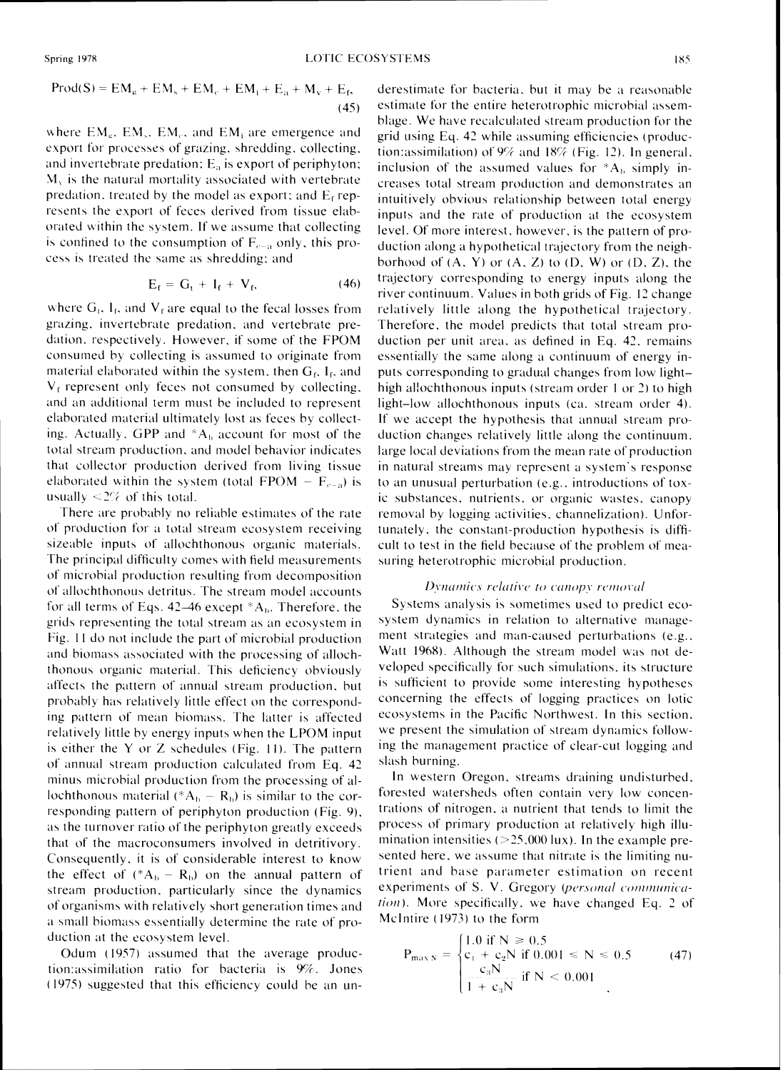$$\text{Prod(S)} = EM_g + EM_s + EM_c + EM_i + E_a + M_v + E_f, \tag{45}$$

where $EM_g$, $EM_s$, $EM_c$, and $EM_i$ are emergence and export for processes of grazing, shredding, collecting, and invertebrate predation; $E_a$ is export of periphyton; $M_v$ is the natural mortality associated with vertebrate predation, treated by the model as export; and $E_f$ represents the export of feces derived from tissue elaborated within the system. If we assume that collecting is confined to the consumption of $F_{c-a}$ only, this process is treated the same as shredding; and

$$E_f = G_f + I_f + V_f, \tag{46}$$

where $G_f$, $I_f$, and $V_f$ are equal to the fecal losses from grazing, invertebrate predation, and vertebrate predation, respectively. However, if some of the FPOM consumed by collecting is assumed to originate from material elaborated within the system, then $G_f$, $I_f$, and $V_f$ represent only feces not consumed by collecting, and an additional term must be included to represent elaborated material ultimately lost as feces by collecting. Actually, GPP and $*A_b$ account for most of the total stream production, and model behavior indicates that collector production derived from living tissue elaborated within the system (total FPOM $- F_{c-a}$) is usually <2% of this total.

There are probably no reliable estimates of the rate of production for a total stream ecosystem receiving sizeable inputs of allochthonous organic materials. The principal difficulty comes with field measurements of microbial production resulting from decomposition of allochthonous detritus. The stream model accounts for all terms of Eqs. 42–46 except $*A_b$. Therefore, the grids representing the total stream as an ecosystem in Fig. 11 do not include the part of microbial production and biomass associated with the processing of allochthonous organic material. This deficiency obviously affects the pattern of annual stream production, but probably has relatively little effect on the corresponding pattern of mean biomass. The latter is affected relatively little by energy inputs when the LPOM input is either the Y or Z schedules (Fig. 11). The pattern of annual stream production calculated from Eq. 42 minus microbial production from the processing of allochthonous material ($*A_b - R_b$) is similar to the corresponding pattern of periphyton production (Fig. 9), as the turnover ratio of the periphyton greatly exceeds that of the macroconsumers involved in detritivory. Consequently, it is of considerable interest to know the effect of ($*A_b - R_b$) on the annual pattern of stream production, particularly since the dynamics of organisms with relatively short generation times and a small biomass essentially determine the rate of production at the ecosystem level.

Odum (1957) assumed that the average production:assimilation ratio for bacteria is 9%. Jones (1975) suggested that this efficiency could be an underestimate for bacteria, but it may be a reasonable estimate for the entire heterotrophic microbial assemblage. We have recalculated stream production for the grid using Eq. 42 while assuming efficiencies (production:assimilation) of 9% and 18% (Fig. 12). In general, inclusion of the assumed values for $*A_b$ simply increases total stream production and demonstrates an intuitively obvious relationship between total energy inputs and the rate of production at the ecosystem level. Of more interest, however, is the pattern of production along a hypothetical trajectory from the neighborhood of (A, Y) or (A, Z) to (D, W) or (D, Z), the trajectory corresponding to energy inputs along the river continuum. Values in both grids of Fig. 12 change relatively little along the hypothetical trajectory. Therefore, the model predicts that total stream production per unit area, as defined in Eq. 42, remains essentially the same along a continuum of energy inputs corresponding to gradual changes from low light–high allochthonous inputs (stream order 1 or 2) to high light–low allochthonous inputs (ca. stream order 4). If we accept the hypothesis that annual stream production changes relatively little along the continuum, large local deviations from the mean rate of production in natural streams may represent a system's response to an unusual perturbation (e.g., introductions of toxic substances, nutrients, or organic wastes, canopy removal by logging activities, channelization). Unfortunately, the constant-production hypothesis is difficult to test in the field because of the problem of measuring heterotrophic microbial production.

### *Dynamics relative to canopy removal*

Systems analysis is sometimes used to predict ecosystem dynamics in relation to alternative management strategies and man-caused perturbations (e.g., Watt 1968). Although the stream model was not developed specifically for such simulations, its structure is sufficient to provide some interesting hypotheses concerning the effects of logging practices on lotic ecosystems in the Pacific Northwest. In this section, we present the simulation of stream dynamics following the management practice of clear-cut logging and slash burning.

In western Oregon, streams draining undisturbed, forested watersheds often contain very low concentrations of nitrogen, a nutrient that tends to limit the process of primary production at relatively high illumination intensities (>25,000 lux). In the example presented here, we assume that nitrate is the limiting nutrient and base parameter estimation on recent experiments of S. V. Gregory (*personal communication*). More specifically, we have changed Eq. 2 of McIntire (1973) to the form

$$P_{max\,N} = \begin{cases} 1.0 \text{ if } N \geq 0.5 \\ c_1 + c_2 N \text{ if } 0.001 \leq N \leq 0.5 \\ \dfrac{c_3 N}{1 + c_3 N} \text{ if } N < 0.001 \end{cases} \tag{47}$$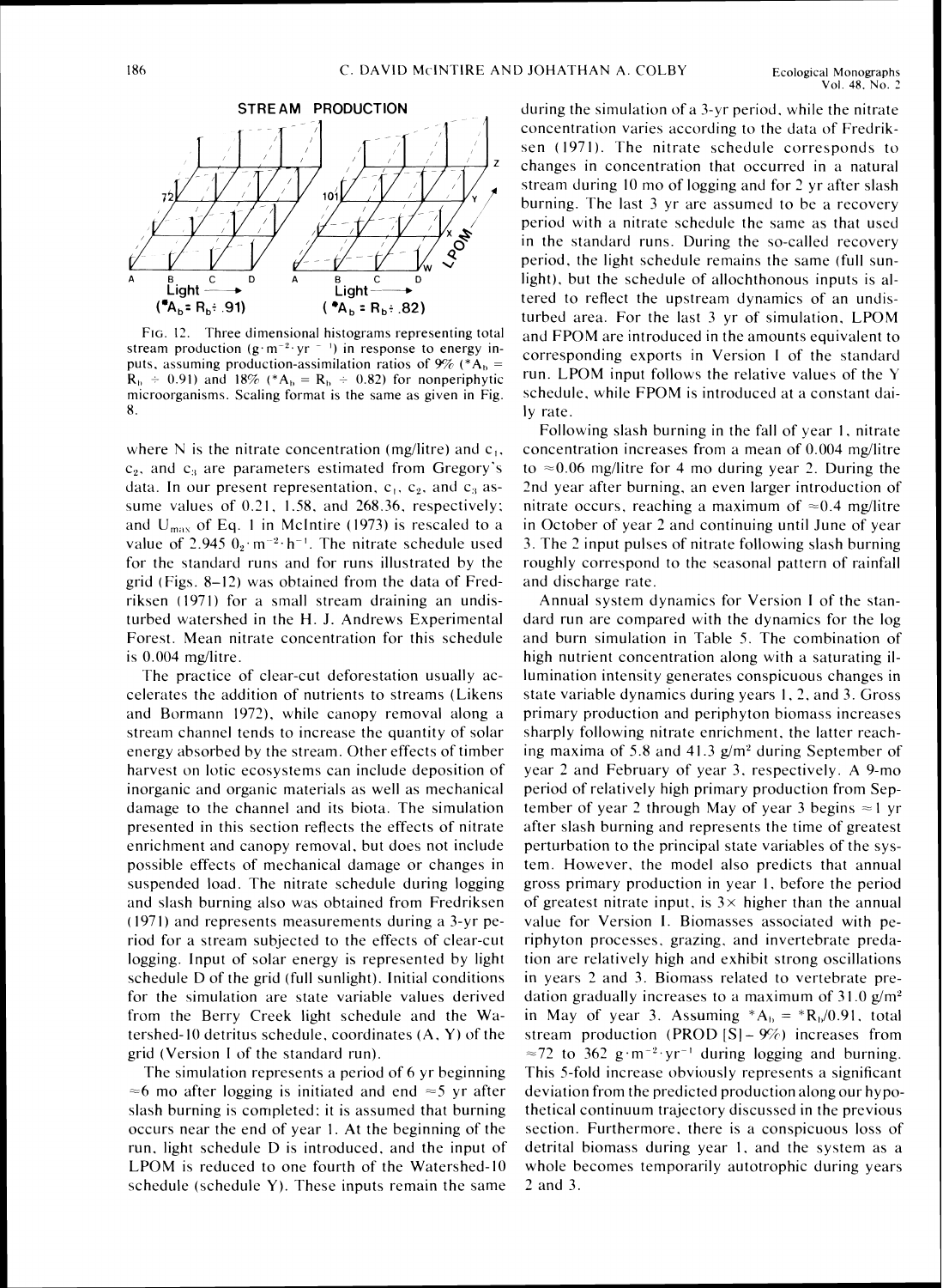STREAM PRODUCTION

Light → ($^*A_b = R_b \div .91$)    Light → ($^*A_b = R_b \div .82$)

FIG. 12. Three dimensional histograms representing total stream production ($g \cdot m^{-2} \cdot yr^{-1}$) in response to energy inputs, assuming production-assimilation ratios of 9% ($^*A_b = R_b \div 0.91$) and 18% ($^*A_b = R_b \div 0.82$) for nonperiphytic microorganisms. Scaling format is the same as given in Fig. 8.

where N is the nitrate concentration (mg/litre) and $c_1$, $c_2$, and $c_3$ are parameters estimated from Gregory's data. In our present representation, $c_1$, $c_2$, and $c_3$ assume values of 0.21, 1.58, and 268.36, respectively; and $U_{max}$ of Eq. 1 in McIntire (1973) is rescaled to a value of $2.945\ O_2 \cdot m^{-2} \cdot h^{-1}$. The nitrate schedule used for the standard runs and for runs illustrated by the grid (Figs. 8–12) was obtained from the data of Fredriksen (1971) for a small stream draining an undisturbed watershed in the H. J. Andrews Experimental Forest. Mean nitrate concentration for this schedule is 0.004 mg/litre.

The practice of clear-cut deforestation usually accelerates the addition of nutrients to streams (Likens and Bormann 1972), while canopy removal along a stream channel tends to increase the quantity of solar energy absorbed by the stream. Other effects of timber harvest on lotic ecosystems can include deposition of inorganic and organic materials as well as mechanical damage to the channel and its biota. The simulation presented in this section reflects the effects of nitrate enrichment and canopy removal, but does not include possible effects of mechanical damage or changes in suspended load. The nitrate schedule during logging and slash burning also was obtained from Fredriksen (1971) and represents measurements during a 3-yr period for a stream subjected to the effects of clear-cut logging. Input of solar energy is represented by light schedule D of the grid (full sunlight). Initial conditions for the simulation are state variable values derived from the Berry Creek light schedule and the Watershed-10 detritus schedule, coordinates (A, Y) of the grid (Version I of the standard run).

The simulation represents a period of 6 yr beginning ≈6 mo after logging is initiated and end ≈5 yr after slash burning is completed; it is assumed that burning occurs near the end of year 1. At the beginning of the run, light schedule D is introduced, and the input of LPOM is reduced to one fourth of the Watershed-10 schedule (schedule Y). These inputs remain the same during the simulation of a 3-yr period, while the nitrate concentration varies according to the data of Fredriksen (1971). The nitrate schedule corresponds to changes in concentration that occurred in a natural stream during 10 mo of logging and for 2 yr after slash burning. The last 3 yr are assumed to be a recovery period with a nitrate schedule the same as that used in the standard runs. During the so-called recovery period, the light schedule remains the same (full sunlight), but the schedule of allochthonous inputs is altered to reflect the upstream dynamics of an undisturbed area. For the last 3 yr of simulation, LPOM and FPOM are introduced in the amounts equivalent to corresponding exports in Version I of the standard run. LPOM input follows the relative values of the Y schedule, while FPOM is introduced at a constant daily rate.

Following slash burning in the fall of year 1, nitrate concentration increases from a mean of 0.004 mg/litre to ≈0.06 mg/litre for 4 mo during year 2. During the 2nd year after burning, an even larger introduction of nitrate occurs, reaching a maximum of ≈0.4 mg/litre in October of year 2 and continuing until June of year 3. The 2 input pulses of nitrate following slash burning roughly correspond to the seasonal pattern of rainfall and discharge rate.

Annual system dynamics for Version I of the standard run are compared with the dynamics for the log and burn simulation in Table 5. The combination of high nutrient concentration along with a saturating illumination intensity generates conspicuous changes in state variable dynamics during years 1, 2, and 3. Gross primary production and periphyton biomass increases sharply following nitrate enrichment, the latter reaching maxima of 5.8 and 41.3 $g/m^2$ during September of year 2 and February of year 3, respectively. A 9-mo period of relatively high primary production from September of year 2 through May of year 3 begins ≈1 yr after slash burning and represents the time of greatest perturbation to the principal state variables of the system. However, the model also predicts that annual gross primary production in year 1, before the period of greatest nitrate input, is 3× higher than the annual value for Version I. Biomasses associated with periphyton processes, grazing, and invertebrate predation are relatively high and exhibit strong oscillations in years 2 and 3. Biomass related to vertebrate predation gradually increases to a maximum of 31.0 $g/m^2$ in May of year 3. Assuming $^*A_b = {^*R_b}/0.91$, total stream production (PROD [S] – 9%) increases from ≈72 to 362 $g \cdot m^{-2} \cdot yr^{-1}$ during logging and burning. This 5-fold increase obviously represents a significant deviation from the predicted production along our hypothetical continuum trajectory discussed in the previous section. Furthermore, there is a conspicuous loss of detrital biomass during year 1, and the system as a whole becomes temporarily autotrophic during years 2 and 3.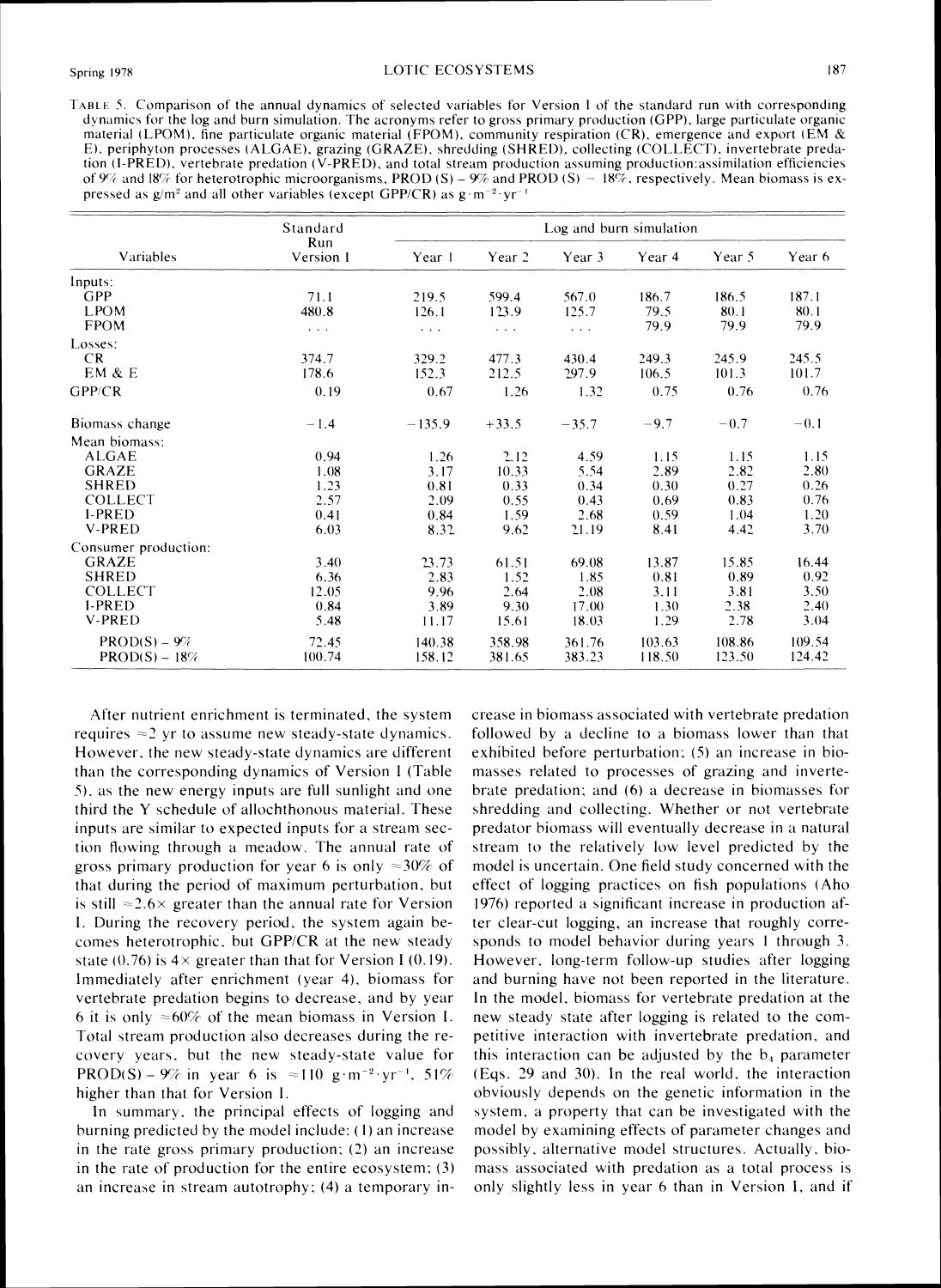TABLE 5. Comparison of the annual dynamics of selected variables for Version I of the standard run with corresponding dynamics for the log and burn simulation. The acronyms refer to gross primary production (GPP), large particulate organic material (LPOM), fine particulate organic material (FPOM), community respiration (CR), emergence and export (EM & E), periphyton processes (ALGAE), grazing (GRAZE), shredding (SHRED), collecting (COLLECT), invertebrate predation (I-PRED), vertebrate predation (V-PRED), and total stream production assuming production:assimilation efficiencies of 9% and 18% for heterotrophic microorganisms, PROD (S) – 9% and PROD (S) – 18%, respectively. Mean biomass is expressed as $g/m^2$ and all other variables (except GPP/CR) as $g \cdot m^{-2} \cdot yr^{-1}$

| Variables | Standard Run Version I | Log and burn simulation | | | | | |
|---|---|---|---|---|---|---|---|
| | | Year 1 | Year 2 | Year 3 | Year 4 | Year 5 | Year 6 |
| Inputs: | | | | | | | |
| GPP | 71.1 | 219.5 | 599.4 | 567.0 | 186.7 | 186.5 | 187.1 |
| LPOM | 480.8 | 126.1 | 123.9 | 125.7 | 79.5 | 80.1 | 80.1 |
| FPOM | ... | ... | ... | ... | 79.9 | 79.9 | 79.9 |
| Losses: | | | | | | | |
| CR | 374.7 | 329.2 | 477.3 | 430.4 | 249.3 | 245.9 | 245.5 |
| EM & E | 178.6 | 152.3 | 212.5 | 297.9 | 106.5 | 101.3 | 101.7 |
| GPP/CR | 0.19 | 0.67 | 1.26 | 1.32 | 0.75 | 0.76 | 0.76 |
| Biomass change | −1.4 | −135.9 | +33.5 | −35.7 | −9.7 | −0.7 | −0.1 |
| Mean biomass: | | | | | | | |
| ALGAE | 0.94 | 1.26 | 2.12 | 4.59 | 1.15 | 1.15 | 1.15 |
| GRAZE | 1.08 | 3.17 | 10.33 | 5.54 | 2.89 | 2.82 | 2.80 |
| SHRED | 1.23 | 0.81 | 0.33 | 0.34 | 0.30 | 0.27 | 0.26 |
| COLLECT | 2.57 | 2.09 | 0.55 | 0.43 | 0.69 | 0.83 | 0.76 |
| I-PRED | 0.41 | 0.84 | 1.59 | 2.68 | 0.59 | 1.04 | 1.20 |
| V-PRED | 6.03 | 8.32 | 9.62 | 21.19 | 8.41 | 4.42 | 3.70 |
| Consumer production: | | | | | | | |
| GRAZE | 3.40 | 23.73 | 61.51 | 69.08 | 13.87 | 15.85 | 16.44 |
| SHRED | 6.36 | 2.83 | 1.52 | 1.85 | 0.81 | 0.89 | 0.92 |
| COLLECT | 12.05 | 9.96 | 2.64 | 2.08 | 3.11 | 3.81 | 3.50 |
| I-PRED | 0.84 | 3.89 | 9.30 | 17.00 | 1.30 | 2.38 | 2.40 |
| V-PRED | 5.48 | 11.17 | 15.61 | 18.03 | 1.29 | 2.78 | 3.04 |
| PROD(S) – 9% | 72.45 | 140.38 | 358.98 | 361.76 | 103.63 | 108.86 | 109.54 |
| PROD(S) – 18% | 100.74 | 158.12 | 381.65 | 383.23 | 118.50 | 123.50 | 124.42 |

After nutrient enrichment is terminated, the system requires ≈2 yr to assume new steady-state dynamics. However, the new steady-state dynamics are different than the corresponding dynamics of Version I (Table 5), as the new energy inputs are full sunlight and one third the Y schedule of allochthonous material. These inputs are similar to expected inputs for a stream section flowing through a meadow. The annual rate of gross primary production for year 6 is only ≈30% of that during the period of maximum perturbation, but is still ≈2.6× greater than the annual rate for Version I. During the recovery period, the system again becomes heterotrophic, but GPP/CR at the new steady state (0.76) is 4× greater than that for Version I (0.19). Immediately after enrichment (year 4), biomass for vertebrate predation begins to decrease, and by year 6 it is only ≈60% of the mean biomass in Version I. Total stream production also decreases during the recovery years, but the new steady-state value for PROD(S) – 9% in year 6 is ≈110 $g \cdot m^{-2} \cdot yr^{-1}$, 51% higher than that for Version I.

In summary, the principal effects of logging and burning predicted by the model include: (1) an increase in the rate gross primary production; (2) an increase in the rate of production for the entire ecosystem; (3) an increase in stream autotrophy; (4) a temporary increase in biomass associated with vertebrate predation followed by a decline to a biomass lower than that exhibited before perturbation; (5) an increase in biomasses related to processes of grazing and invertebrate predation; and (6) a decrease in biomasses for shredding and collecting. Whether or not vertebrate predator biomass will eventually decrease in a natural stream to the relatively low level predicted by the model is uncertain. One field study concerned with the effect of logging practices on fish populations (Aho 1976) reported a significant increase in production after clear-cut logging, an increase that roughly corresponds to model behavior during years 1 through 3. However, long-term follow-up studies after logging and burning have not been reported in the literature. In the model, biomass for vertebrate predation at the new steady state after logging is related to the competitive interaction with invertebrate predation, and this interaction can be adjusted by the $b_4$ parameter (Eqs. 29 and 30). In the real world, the interaction obviously depends on the genetic information in the system, a property that can be investigated with the model by examining effects of parameter changes and possibly, alternative model structures. Actually, biomass associated with predation as a total process is only slightly less in year 6 than in Version I, and if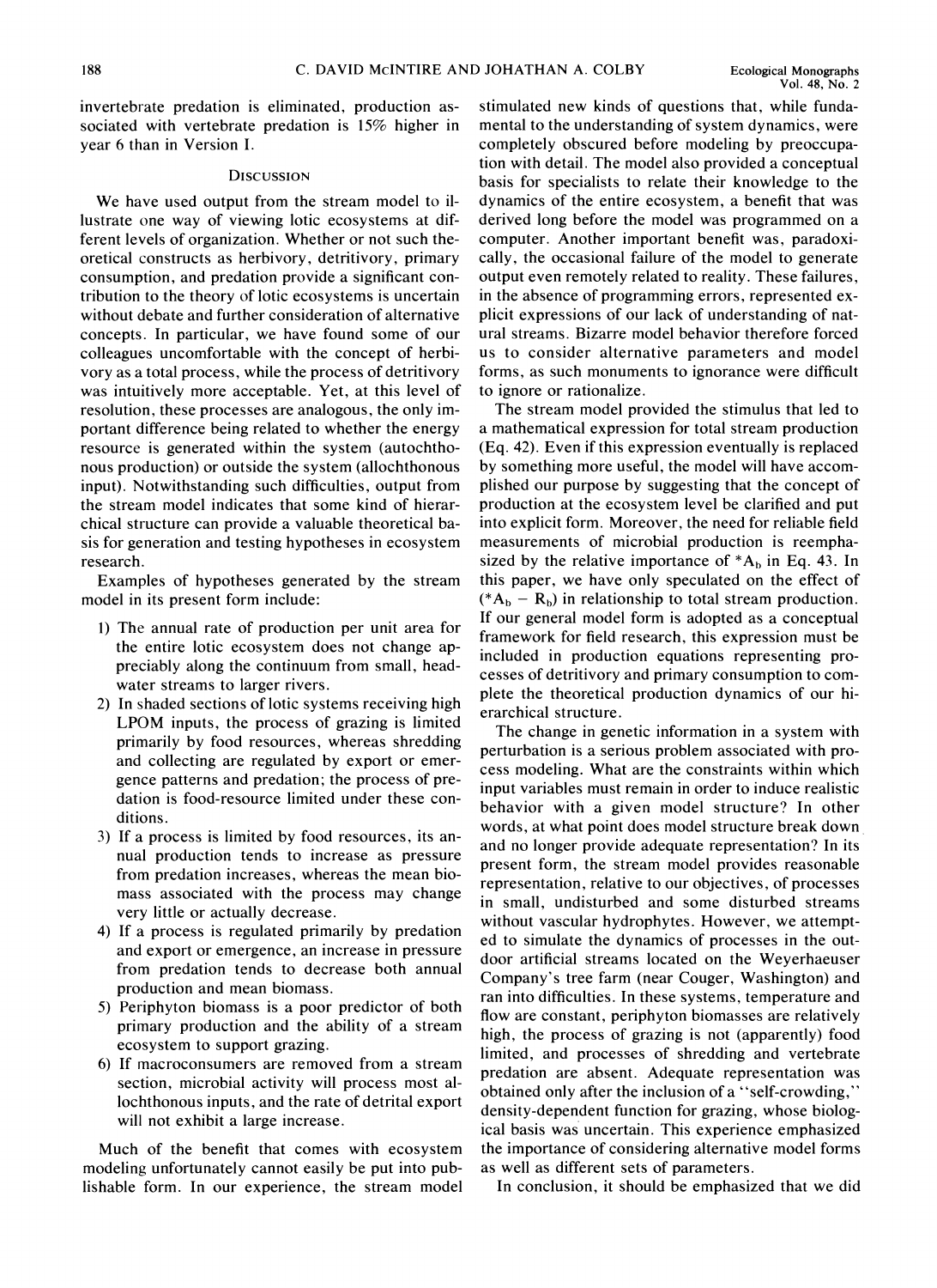invertebrate predation is eliminated, production associated with vertebrate predation is 15% higher in year 6 than in Version I.

## Discussion

We have used output from the stream model to illustrate one way of viewing lotic ecosystems at different levels of organization. Whether or not such theoretical constructs as herbivory, detritivory, primary consumption, and predation provide a significant contribution to the theory of lotic ecosystems is uncertain without debate and further consideration of alternative concepts. In particular, we have found some of our colleagues uncomfortable with the concept of herbivory as a total process, while the process of detritivory was intuitively more acceptable. Yet, at this level of resolution, these processes are analogous, the only important difference being related to whether the energy resource is generated within the system (autochthonous production) or outside the system (allochthonous input). Notwithstanding such difficulties, output from the stream model indicates that some kind of hierarchical structure can provide a valuable theoretical basis for generation and testing hypotheses in ecosystem research.

Examples of hypotheses generated by the stream model in its present form include:

1) The annual rate of production per unit area for the entire lotic ecosystem does not change appreciably along the continuum from small, headwater streams to larger rivers.
2) In shaded sections of lotic systems receiving high LPOM inputs, the process of grazing is limited primarily by food resources, whereas shredding and collecting are regulated by export or emergence patterns and predation; the process of predation is food-resource limited under these conditions.
3) If a process is limited by food resources, its annual production tends to increase as pressure from predation increases, whereas the mean biomass associated with the process may change very little or actually decrease.
4) If a process is regulated primarily by predation and export or emergence, an increase in pressure from predation tends to decrease both annual production and mean biomass.
5) Periphyton biomass is a poor predictor of both primary production and the ability of a stream ecosystem to support grazing.
6) If macroconsumers are removed from a stream section, microbial activity will process most allochthonous inputs, and the rate of detrital export will not exhibit a large increase.

Much of the benefit that comes with ecosystem modeling unfortunately cannot easily be put into publishable form. In our experience, the stream model stimulated new kinds of questions that, while fundamental to the understanding of system dynamics, were completely obscured before modeling by preoccupation with detail. The model also provided a conceptual basis for specialists to relate their knowledge to the dynamics of the entire ecosystem, a benefit that was derived long before the model was programmed on a computer. Another important benefit was, paradoxically, the occasional failure of the model to generate output even remotely related to reality. These failures, in the absence of programming errors, represented explicit expressions of our lack of understanding of natural streams. Bizarre model behavior therefore forced us to consider alternative parameters and model forms, as such monuments to ignorance were difficult to ignore or rationalize.

The stream model provided the stimulus that led to a mathematical expression for total stream production (Eq. 42). Even if this expression eventually is replaced by something more useful, the model will have accomplished our purpose by suggesting that the concept of production at the ecosystem level be clarified and put into explicit form. Moreover, the need for reliable field measurements of microbial production is reemphasized by the relative importance of $^*A_b$ in Eq. 43. In this paper, we have only speculated on the effect of $(^*A_b - R_b)$ in relationship to total stream production. If our general model form is adopted as a conceptual framework for field research, this expression must be included in production equations representing processes of detritivory and primary consumption to complete the theoretical production dynamics of our hierarchical structure.

The change in genetic information in a system with perturbation is a serious problem associated with process modeling. What are the constraints within which input variables must remain in order to induce realistic behavior with a given model structure? In other words, at what point does model structure break down and no longer provide adequate representation? In its present form, the stream model provides reasonable representation, relative to our objectives, of processes in small, undisturbed and some disturbed streams without vascular hydrophytes. However, we attempted to simulate the dynamics of processes in the outdoor artificial streams located on the Weyerhaeuser Company's tree farm (near Couger, Washington) and ran into difficulties. In these systems, temperature and flow are constant, periphyton biomasses are relatively high, the process of grazing is not (apparently) food limited, and processes of shredding and vertebrate predation are absent. Adequate representation was obtained only after the inclusion of a "self-crowding," density-dependent function for grazing, whose biological basis was uncertain. This experience emphasized the importance of considering alternative model forms as well as different sets of parameters.

In conclusion, it should be emphasized that we did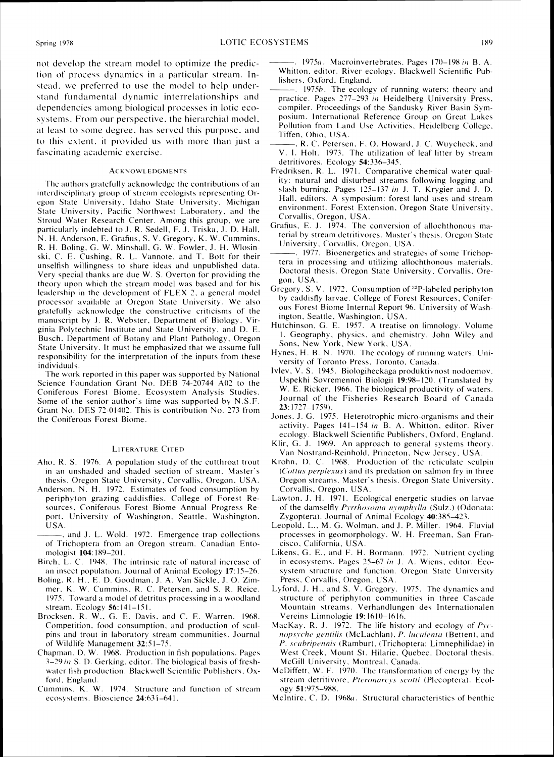not develop the stream model to optimize the prediction of process dynamics in a particular stream. Instead, we preferred to use the model to help understand fundamental dynamic interrelationships and dependencies among biological processes in lotic ecosystems. From our perspective, the hierarchial model, at least to some degree, has served this purpose, and to this extent, it provided us with more than just a fascinating academic exercise.

## Acknowledgments

The authors gratefully acknowledge the contributions of an interdisciplinary group of stream ecologists representing Oregon State University, Idaho State University, Michigan State University, Pacific Northwest Laboratory, and the Stroud Water Research Center. Among this group, we are particularly indebted to J. R. Sedell, F. J. Triska, J. D. Hall, N. H. Anderson, E. Grafius, S. V. Gregory, K. W. Cummins, R. H. Boling, G. W. Minshall, G. W. Fowler, J. H. Wlosinski, C. E. Cushing, R. L. Vannote, and T. Bott for their unselfish willingness to share ideas and unpublished data. Very special thanks are due W. S. Overton for providing the theory upon which the stream model was based and for his leadership in the development of FLEX 2, a general model processor available at Oregon State University. We also gratefully acknowledge the constructive criticisms of the manuscript by J. R. Webster, Department of Biology, Virginia Polytechnic Institute and State University, and D. E. Busch, Department of Botany and Plant Pathology, Oregon State University. It must be emphasized that we assume full responsibility for the interpretation of the inputs from these individuals.

The work reported in this paper was supported by National Science Foundation Grant No. DEB 74-20744 A02 to the Coniferous Forest Biome, Ecosystem Analysis Studies. Some of the senior author's time was supported by N.S.F. Grant No. DES 72-01402. This is contribution No. 273 from the Coniferous Forest Biome.

## Literature Cited

Aho, R. S. 1976. A population study of the cutthroat trout in an unshaded and shaded section of stream. Master's thesis. Oregon State University, Corvallis, Oregon, USA.

Anderson, N. H. 1972. Estimates of food consumption by periphyton grazing caddisflies. College of Forest Resources, Coniferous Forest Biome Annual Progress Report. University of Washington, Seattle, Washington, USA.

———, and J. L. Wold. 1972. Emergence trap collections of Trichoptera from an Oregon stream. Canadian Entomologist **104**:189–201.

Birch, L. C. 1948. The intrinsic rate of natural increase of an insect population. Journal of Animal Ecology **17**:15–26.

Boling, R. H., E. D. Goodman, J. A. Van Sickle, J. O. Zimmer, K. W. Cummins, R. C. Petersen, and S. R. Reice. 1975. Toward a model of detritus processing in a woodland stream. Ecology **56**:141–151.

Brocksen, R. W., G. E. Davis, and C. E. Warren. 1968. Competition, food consumption, and production of sculpins and trout in laboratory stream communities. Journal of Wildlife Management **32**:51–75.

Chapman, D. W. 1968. Production in fish populations. Pages 3–29 *in* S. D. Gerking, editor. The biological basis of freshwater fish production. Blackwell Scientific Publishers, Oxford, England.

Cummins, K. W. 1974. Structure and function of stream ecosystems. Bioscience **24**:631–641.

———. 1975*a*. Macroinvertebrates. Pages 170–198 *in* B. A. Whitton, editor. River ecology. Blackwell Scientific Publishers, Oxford, England.

———. 1975*b*. The ecology of running waters: theory and practice. Pages 277–293 *in* Heidelberg University Press, compiler. Proceedings of the Sandusky River Basin Symposium. International Reference Group on Great Lakes Pollution from Land Use Activities, Heidelberg College, Tiffen, Ohio, USA.

———, R. C. Petersen, F. O. Howard, J. C. Wuycheck, and V. I. Holt. 1973. The utilization of leaf litter by stream detritivores. Ecology **54**:336–345.

Fredriksen, R. L. 1971. Comparative chemical water quality: natural and disturbed streams following logging and slash burning. Pages 125–137 *in* J. T. Krygier and J. D. Hall, editors. A symposium: forest land uses and stream environment. Forest Extension, Oregon State University, Corvallis, Oregon, USA.

Grafius, E. J. 1974. The conversion of allochthonous material by stream detritivores. Master's thesis. Oregon State University, Corvallis, Oregon, USA.

———. 1977. Bioenergetics and strategies of some Trichoptera in processing and utilizing allochthonous materials. Doctoral thesis. Oregon State University, Corvallis, Oregon, USA.

Gregory, S. V. 1972. Consumption of $^{32}$P-labeled periphyton by caddisfly larvae. College of Forest Resources, Coniferous Forest Biome Internal Report 96. University of Washington, Seattle, Washington, USA.

Hutchinson, G. E. 1957. A treatise on limnology. Volume 1. Geography, physics, and chemistry. John Wiley and Sons, New York, New York, USA.

Hynes, H. B. N. 1970. The ecology of running waters. University of Toronto Press, Toronto, Canada.

Ivlev, V. S. 1945. Biologiheckaga produktivnost nodoemov. Uspekhi Sovremennoi Biologii **19**:98–120. (Translated by W. E. Ricker, 1966. The biological productivity of waters. Journal of the Fisheries Research Board of Canada **23**:1727–1759).

Jones, J. G. 1975. Heterotrophic micro-organisms and their activity. Pages 141–154 *in* B. A. Whitton, editor. River ecology. Blackwell Scientific Publishers, Oxford, England.

Klir, G. J. 1969. An approach to general systems theory. Van Nostrand-Reinhold, Princeton, New Jersey, USA.

Krohn, D. C. 1968. Production of the reticulate sculpin (*Cottus perplexus*) and its predation on salmon fry in three Oregon streams. Master's thesis. Oregon State University, Corvallis, Oregon, USA.

Lawton, J. H. 1971. Ecological energetic studies on larvae of the damselfly *Pyrrhosoma nymphyla* (Sulz.) (Odonata: Zygoptera). Journal of Animal Ecology **40**:385–423.

Leopold, L., M. G. Wolman, and J. P. Miller. 1964. Fluvial processes in geomorphology. W. H. Freeman, San Francisco, California, USA.

Likens, G. E., and F. H. Bormann. 1972. Nutrient cycling in ecosystems. Pages 25–67 *in* J. A. Wiens, editor. Ecosystem structure and function. Oregon State University Press, Corvallis, Oregon, USA.

Lyford, J. H., and S. V. Gregory. 1975. The dynamics and structure of periphyton communities in three Cascade Mountain streams. Verhandlungen des Internationalen Vereins Limnologie **19**:1610–1616.

MacKay, R. J. 1972. The life history and ecology of *Pycnopsyche gentilis* (McLachlan), *P. luculenta* (Betten), and *P. scabripennis* (Rambur), (Trichoptera: Limnephilidae) in West Creek, Mount St. Hilarie, Quebec. Doctoral thesis. McGill University, Montreal, Canada.

McDiffett, W. F. 1970. The transformation of energy by the stream detritivore, *Pteronarcys scotti* (Plecoptera). Ecology **51**:975–988.

McIntire, C. D. 1968*a*. Structural characteristics of benthic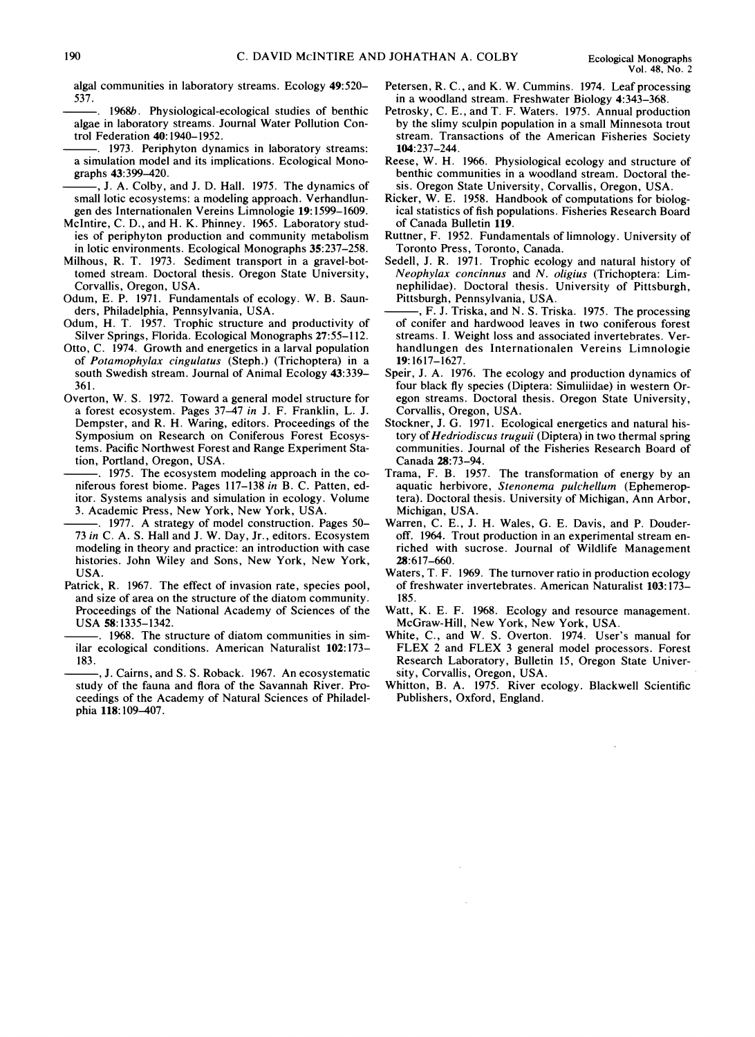algal communities in laboratory streams. Ecology **49**:520–537.

———. 1968*b*. Physiological-ecological studies of benthic algae in laboratory streams. Journal Water Pollution Control Federation **40**:1940–1952.

———. 1973. Periphyton dynamics in laboratory streams: a simulation model and its implications. Ecological Monographs **43**:399–420.

———, J. A. Colby, and J. D. Hall. 1975. The dynamics of small lotic ecosystems: a modeling approach. Verhandlungen des Internationalen Vereins Limnologie **19**:1599–1609.

McIntire, C. D., and H. K. Phinney. 1965. Laboratory studies of periphyton production and community metabolism in lotic environments. Ecological Monographs **35**:237–258.

Milhous, R. T. 1973. Sediment transport in a gravel-bottomed stream. Doctoral thesis. Oregon State University, Corvallis, Oregon, USA.

Odum, E. P. 1971. Fundamentals of ecology. W. B. Saunders, Philadelphia, Pennsylvania, USA.

Odum, H. T. 1957. Trophic structure and productivity of Silver Springs, Florida. Ecological Monographs **27**:55–112.

Otto, C. 1974. Growth and energetics in a larval population of *Potamophylax cingulatus* (Steph.) (Trichoptera) in a south Swedish stream. Journal of Animal Ecology **43**:339–361.

Overton, W. S. 1972. Toward a general model structure for a forest ecosystem. Pages 37–47 *in* J. F. Franklin, L. J. Dempster, and R. H. Waring, editors. Proceedings of the Symposium on Research on Coniferous Forest Ecosystems. Pacific Northwest Forest and Range Experiment Station, Portland, Oregon, USA.

———. 1975. The ecosystem modeling approach in the coniferous forest biome. Pages 117–138 *in* B. C. Patten, editor. Systems analysis and simulation in ecology. Volume 3. Academic Press, New York, New York, USA.

———. 1977. A strategy of model construction. Pages 50–73 *in* C. A. S. Hall and J. W. Day, Jr., editors. Ecosystem modeling in theory and practice: an introduction with case histories. John Wiley and Sons, New York, New York, USA.

Patrick, R. 1967. The effect of invasion rate, species pool, and size of area on the structure of the diatom community. Proceedings of the National Academy of Sciences of the USA **58**:1335–1342.

———. 1968. The structure of diatom communities in similar ecological conditions. American Naturalist **102**:173–183.

———, J. Cairns, and S. S. Roback. 1967. An ecosystematic study of the fauna and flora of the Savannah River. Proceedings of the Academy of Natural Sciences of Philadelphia **118**:109–407.

Petersen, R. C., and K. W. Cummins. 1974. Leaf processing in a woodland stream. Freshwater Biology **4**:343–368.

Petrosky, C. E., and T. F. Waters. 1975. Annual production by the slimy sculpin population in a small Minnesota trout stream. Transactions of the American Fisheries Society **104**:237–244.

Reese, W. H. 1966. Physiological ecology and structure of benthic communities in a woodland stream. Doctoral thesis. Oregon State University, Corvallis, Oregon, USA.

Ricker, W. E. 1958. Handbook of computations for biological statistics of fish populations. Fisheries Research Board of Canada Bulletin **119**.

Ruttner, F. 1952. Fundamentals of limnology. University of Toronto Press, Toronto, Canada.

Sedell, J. R. 1971. Trophic ecology and natural history of *Neophylax concinnus* and *N. oligius* (Trichoptera: Limnephilidae). Doctoral thesis. University of Pittsburgh, Pittsburgh, Pennsylvania, USA.

———, F. J. Triska, and N. S. Triska. 1975. The processing of conifer and hardwood leaves in two coniferous forest streams. I. Weight loss and associated invertebrates. Verhandlungen des Internationalen Vereins Limnologie **19**:1617–1627.

Speir, J. A. 1976. The ecology and production dynamics of four black fly species (Diptera: Simuliidae) in western Oregon streams. Doctoral thesis. Oregon State University, Corvallis, Oregon, USA.

Stockner, J. G. 1971. Ecological energetics and natural history of *Hedriodiscus truguii* (Diptera) in two thermal spring communities. Journal of the Fisheries Research Board of Canada **28**:73–94.

Trama, F. B. 1957. The transformation of energy by an aquatic herbivore, *Stenonema pulchellum* (Ephemeroptera). Doctoral thesis. University of Michigan, Ann Arbor, Michigan, USA.

Warren, C. E., J. H. Wales, G. E. Davis, and P. Doudoroff. 1964. Trout production in an experimental stream enriched with sucrose. Journal of Wildlife Management **28**:617–660.

Waters, T. F. 1969. The turnover ratio in production ecology of freshwater invertebrates. American Naturalist **103**:173–185.

Watt, K. E. F. 1968. Ecology and resource management. McGraw-Hill, New York, New York, USA.

White, C., and W. S. Overton. 1974. User's manual for FLEX 2 and FLEX 3 general model processors. Forest Research Laboratory, Bulletin 15, Oregon State University, Corvallis, Oregon, USA.

Whitton, B. A. 1975. River ecology. Blackwell Scientific Publishers, Oxford, England.